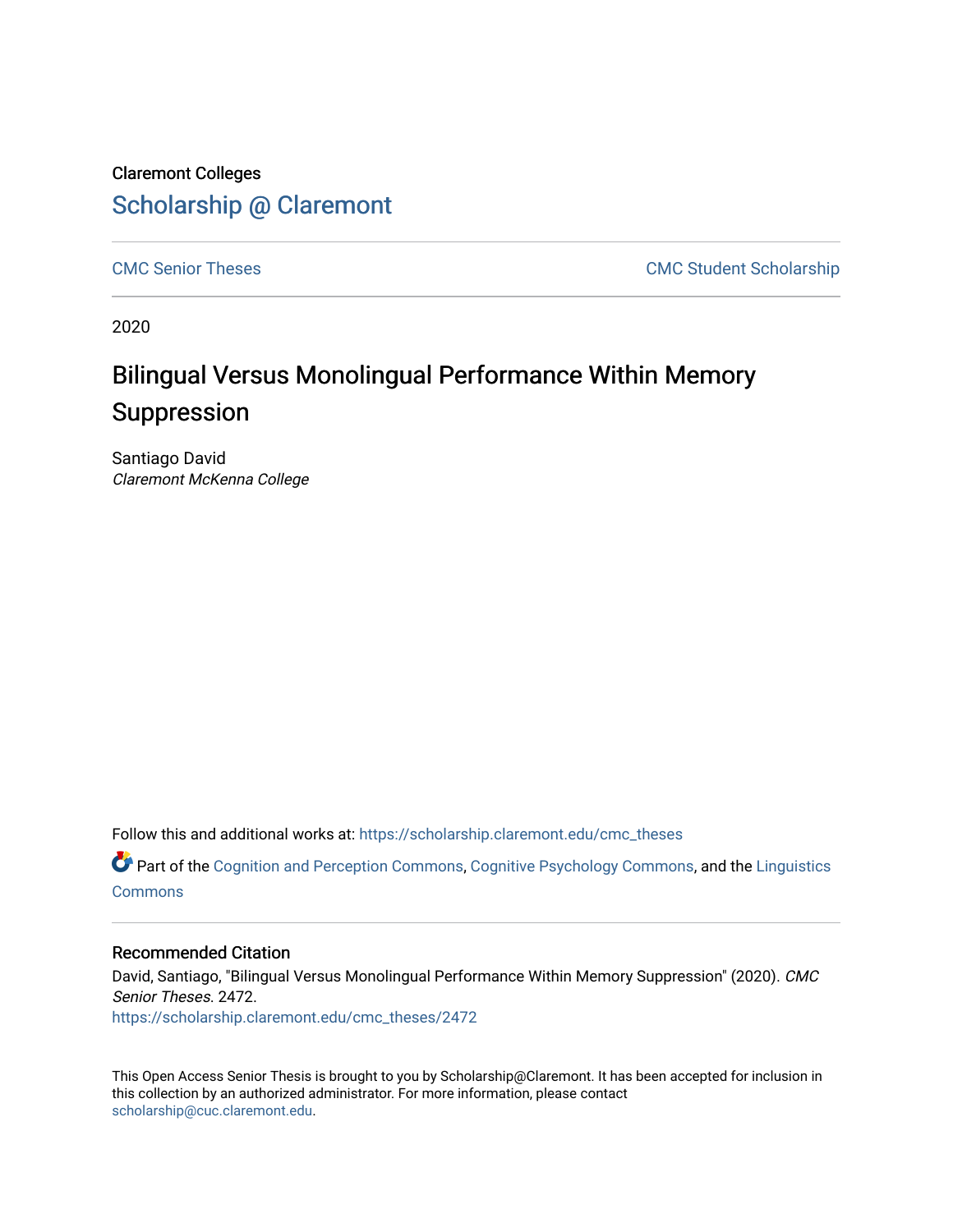Claremont Colleges

Scholarship @ Claremont

CMC Senior Theses

CMC Student Scholarship

2020

# Bilingual Versus Monolingual Performance Within Memory Suppression

Santiago David

*Claremont McKenna College*

Follow this and additional works at: https://scholarship.claremont.edu/cmc_theses

Part of the Cognition and Perception Commons, Cognitive Psychology Commons, and the Linguistics Commons

## Recommended Citation

David, Santiago, "Bilingual Versus Monolingual Performance Within Memory Suppression" (2020). *CMC Senior Theses*. 2472.
https://scholarship.claremont.edu/cmc_theses/2472

This Open Access Senior Thesis is brought to you by Scholarship@Claremont. It has been accepted for inclusion in this collection by an authorized administrator. For more information, please contact scholarship@cuc.claremont.edu.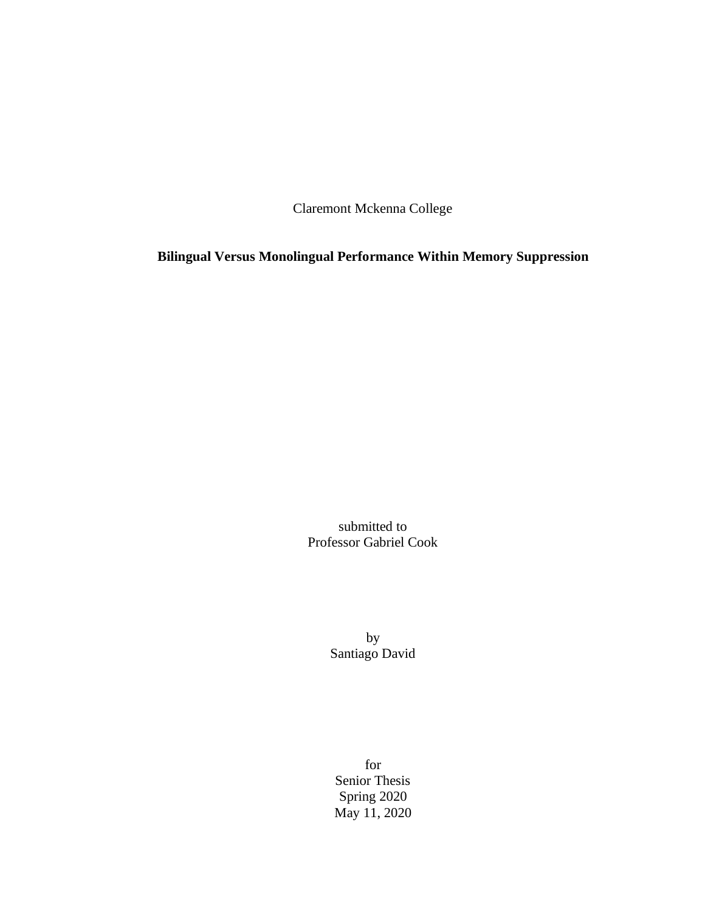Claremont Mckenna College

**Bilingual Versus Monolingual Performance Within Memory Suppression**

submitted to
Professor Gabriel Cook

by
Santiago David

for
Senior Thesis
Spring 2020
May 11, 2020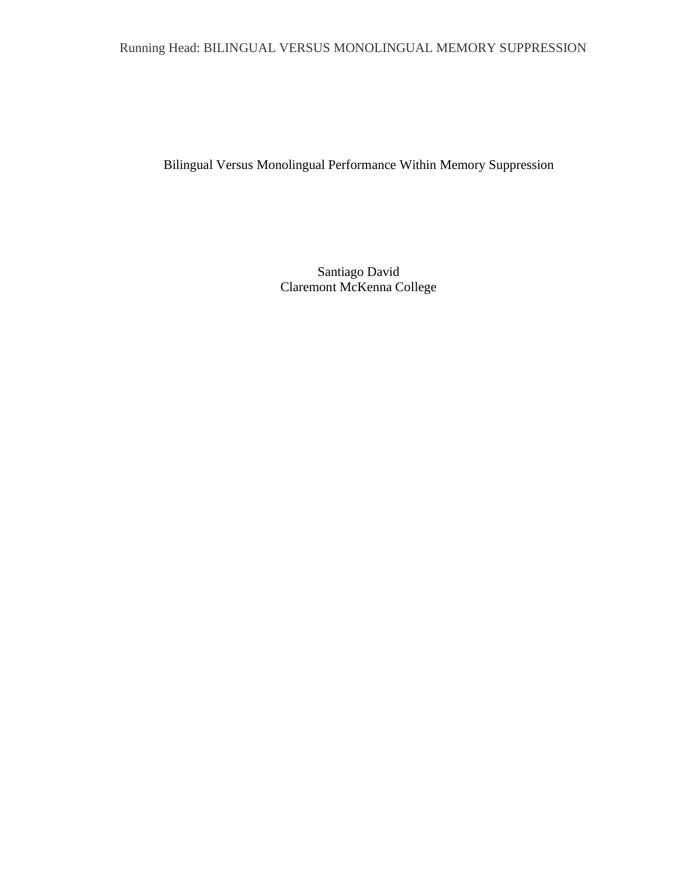# Bilingual Versus Monolingual Performance Within Memory Suppression

Santiago David
Claremont McKenna College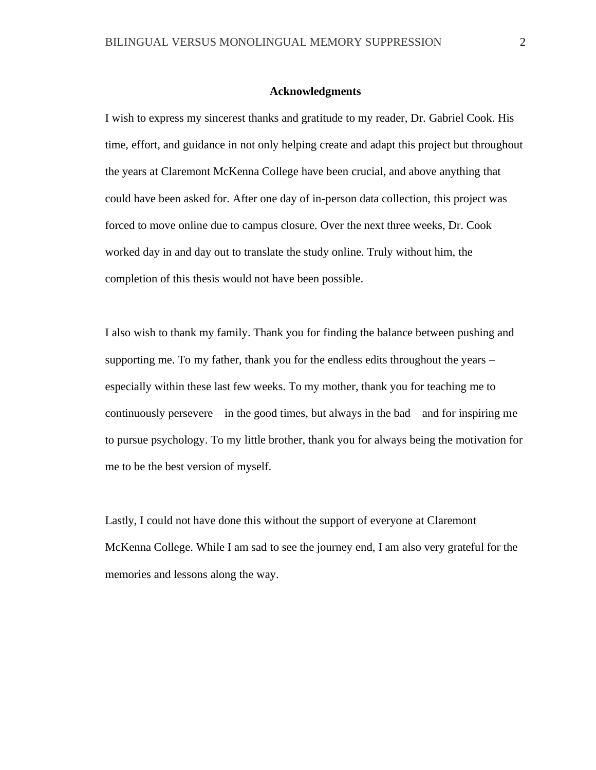## Acknowledgments

I wish to express my sincerest thanks and gratitude to my reader, Dr. Gabriel Cook. His time, effort, and guidance in not only helping create and adapt this project but throughout the years at Claremont McKenna College have been crucial, and above anything that could have been asked for. After one day of in-person data collection, this project was forced to move online due to campus closure. Over the next three weeks, Dr. Cook worked day in and day out to translate the study online. Truly without him, the completion of this thesis would not have been possible.

I also wish to thank my family. Thank you for finding the balance between pushing and supporting me. To my father, thank you for the endless edits throughout the years – especially within these last few weeks. To my mother, thank you for teaching me to continuously persevere – in the good times, but always in the bad – and for inspiring me to pursue psychology. To my little brother, thank you for always being the motivation for me to be the best version of myself.

Lastly, I could not have done this without the support of everyone at Claremont McKenna College. While I am sad to see the journey end, I am also very grateful for the memories and lessons along the way.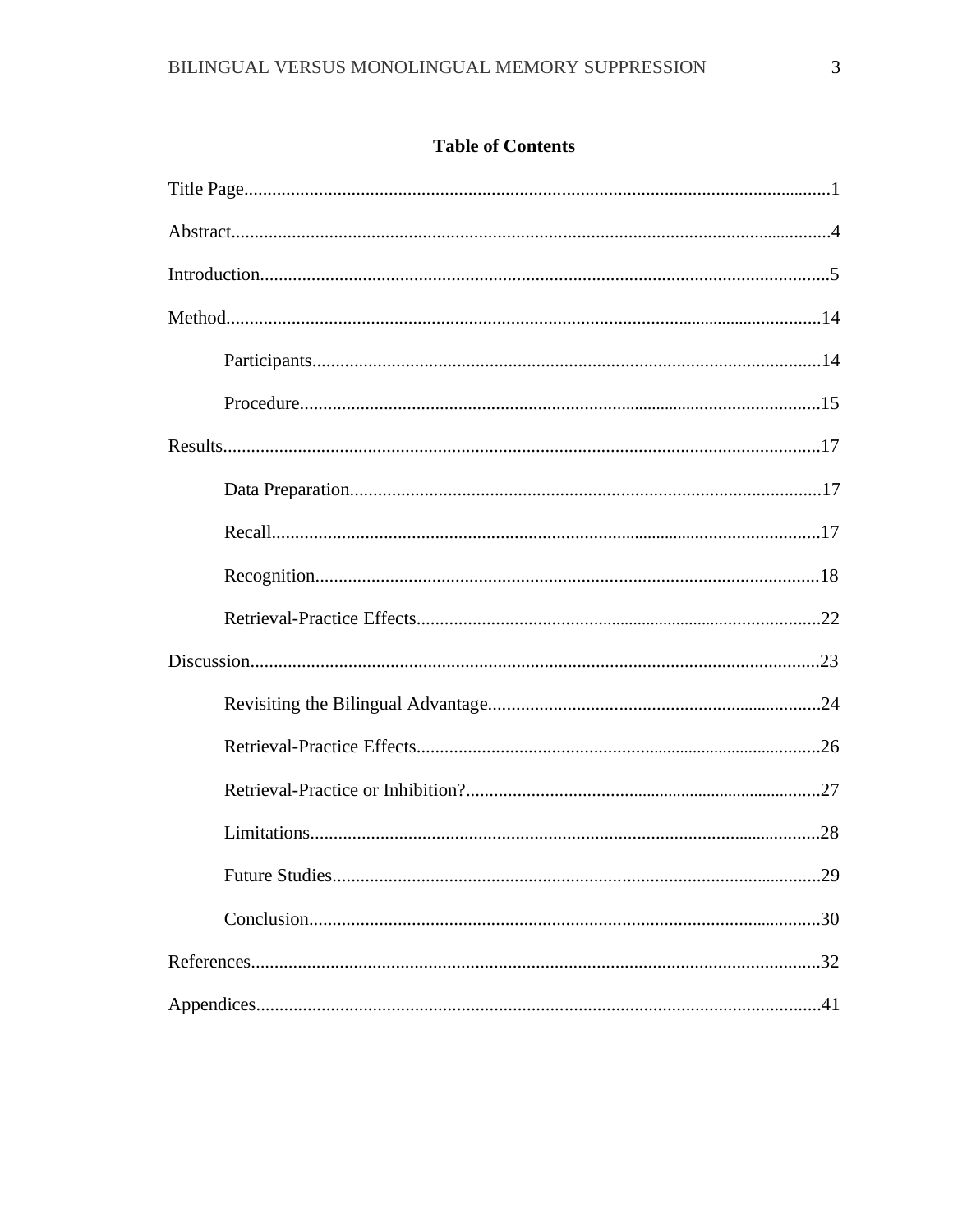# Table of Contents

Title Page....................................................................................................................1

Abstract.......................................................................................................................4

Introduction.................................................................................................................5

Method.......................................................................................................................14

- Participants...........................................................................................................14
- Procedure..............................................................................................................15

Results.......................................................................................................................17

- Data Preparation....................................................................................................17
- Recall.....................................................................................................................17
- Recognition...........................................................................................................18
- Retrieval-Practice Effects......................................................................................22

Discussion..................................................................................................................23

- Revisiting the Bilingual Advantage.......................................................................24
- Retrieval-Practice Effects......................................................................................26
- Retrieval-Practice or Inhibition?............................................................................27
- Limitations............................................................................................................28
- Future Studies.......................................................................................................29
- Conclusion............................................................................................................30

References..................................................................................................................32

Appendices.................................................................................................................41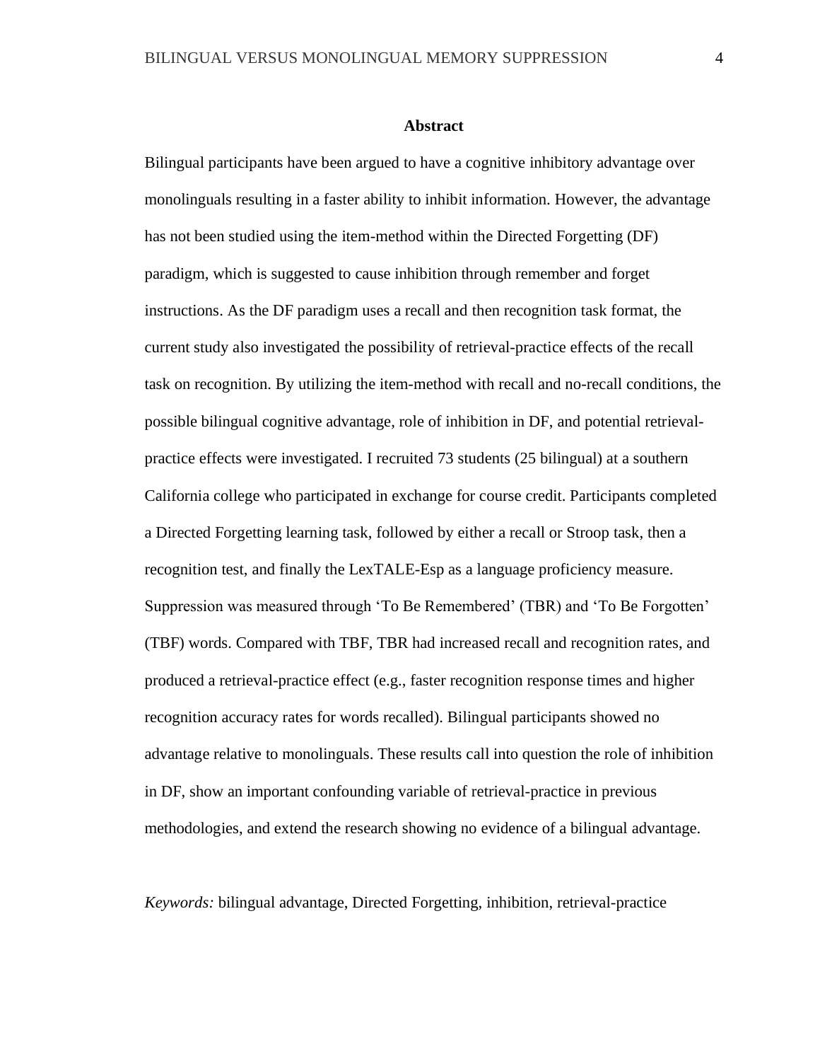# Abstract

Bilingual participants have been argued to have a cognitive inhibitory advantage over monolinguals resulting in a faster ability to inhibit information. However, the advantage has not been studied using the item-method within the Directed Forgetting (DF) paradigm, which is suggested to cause inhibition through remember and forget instructions. As the DF paradigm uses a recall and then recognition task format, the current study also investigated the possibility of retrieval-practice effects of the recall task on recognition. By utilizing the item-method with recall and no-recall conditions, the possible bilingual cognitive advantage, role of inhibition in DF, and potential retrieval-practice effects were investigated. I recruited 73 students (25 bilingual) at a southern California college who participated in exchange for course credit. Participants completed a Directed Forgetting learning task, followed by either a recall or Stroop task, then a recognition test, and finally the LexTALE-Esp as a language proficiency measure. Suppression was measured through 'To Be Remembered' (TBR) and 'To Be Forgotten' (TBF) words. Compared with TBF, TBR had increased recall and recognition rates, and produced a retrieval-practice effect (e.g., faster recognition response times and higher recognition accuracy rates for words recalled). Bilingual participants showed no advantage relative to monolinguals. These results call into question the role of inhibition in DF, show an important confounding variable of retrieval-practice in previous methodologies, and extend the research showing no evidence of a bilingual advantage.

*Keywords:* bilingual advantage, Directed Forgetting, inhibition, retrieval-practice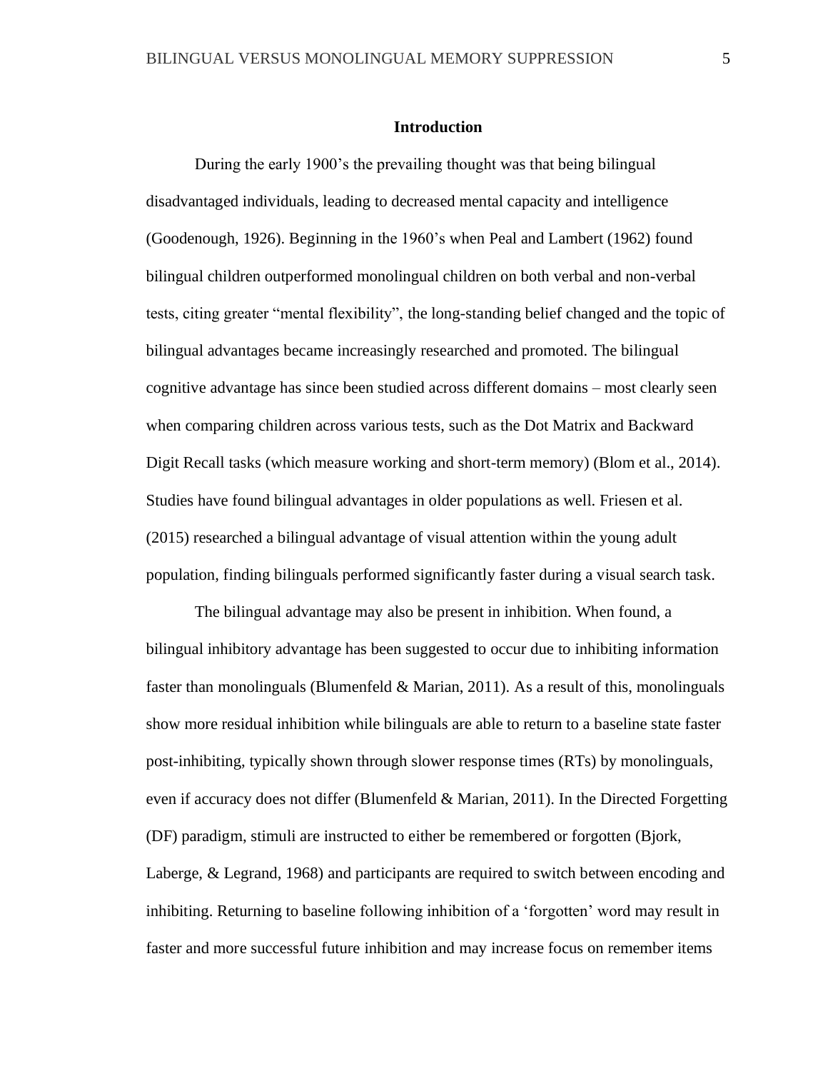# Introduction

During the early 1900's the prevailing thought was that being bilingual disadvantaged individuals, leading to decreased mental capacity and intelligence (Goodenough, 1926). Beginning in the 1960's when Peal and Lambert (1962) found bilingual children outperformed monolingual children on both verbal and non-verbal tests, citing greater "mental flexibility", the long-standing belief changed and the topic of bilingual advantages became increasingly researched and promoted. The bilingual cognitive advantage has since been studied across different domains – most clearly seen when comparing children across various tests, such as the Dot Matrix and Backward Digit Recall tasks (which measure working and short-term memory) (Blom et al., 2014). Studies have found bilingual advantages in older populations as well. Friesen et al. (2015) researched a bilingual advantage of visual attention within the young adult population, finding bilinguals performed significantly faster during a visual search task.

The bilingual advantage may also be present in inhibition. When found, a bilingual inhibitory advantage has been suggested to occur due to inhibiting information faster than monolinguals (Blumenfeld & Marian, 2011). As a result of this, monolinguals show more residual inhibition while bilinguals are able to return to a baseline state faster post-inhibiting, typically shown through slower response times (RTs) by monolinguals, even if accuracy does not differ (Blumenfeld & Marian, 2011). In the Directed Forgetting (DF) paradigm, stimuli are instructed to either be remembered or forgotten (Bjork, Laberge, & Legrand, 1968) and participants are required to switch between encoding and inhibiting. Returning to baseline following inhibition of a 'forgotten' word may result in faster and more successful future inhibition and may increase focus on remember items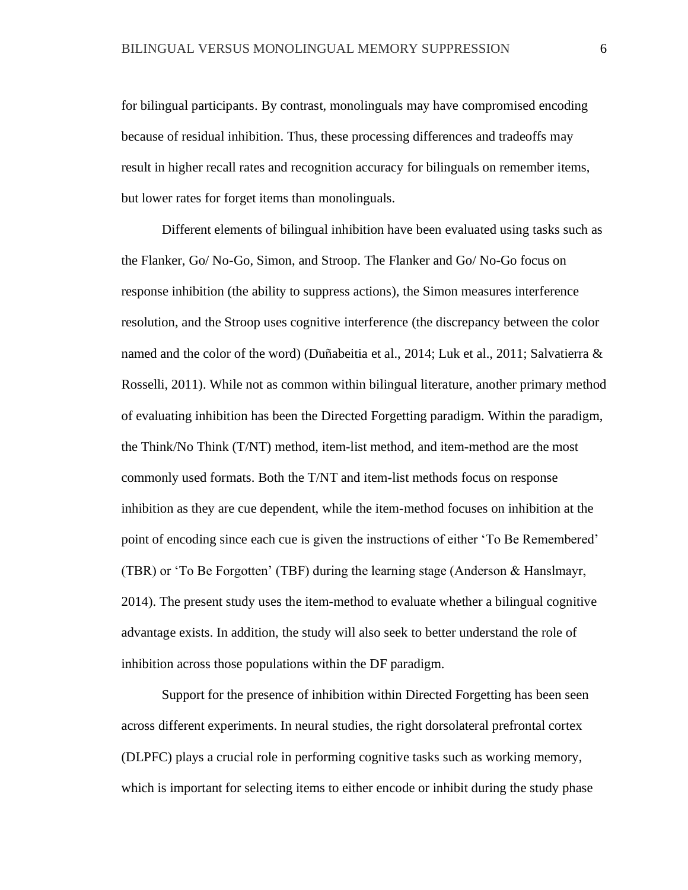for bilingual participants. By contrast, monolinguals may have compromised encoding because of residual inhibition. Thus, these processing differences and tradeoffs may result in higher recall rates and recognition accuracy for bilinguals on remember items, but lower rates for forget items than monolinguals.

Different elements of bilingual inhibition have been evaluated using tasks such as the Flanker, Go/ No-Go, Simon, and Stroop. The Flanker and Go/ No-Go focus on response inhibition (the ability to suppress actions), the Simon measures interference resolution, and the Stroop uses cognitive interference (the discrepancy between the color named and the color of the word) (Duñabeitia et al., 2014; Luk et al., 2011; Salvatierra & Rosselli, 2011). While not as common within bilingual literature, another primary method of evaluating inhibition has been the Directed Forgetting paradigm. Within the paradigm, the Think/No Think (T/NT) method, item-list method, and item-method are the most commonly used formats. Both the T/NT and item-list methods focus on response inhibition as they are cue dependent, while the item-method focuses on inhibition at the point of encoding since each cue is given the instructions of either 'To Be Remembered' (TBR) or 'To Be Forgotten' (TBF) during the learning stage (Anderson & Hanslmayr, 2014). The present study uses the item-method to evaluate whether a bilingual cognitive advantage exists. In addition, the study will also seek to better understand the role of inhibition across those populations within the DF paradigm.

Support for the presence of inhibition within Directed Forgetting has been seen across different experiments. In neural studies, the right dorsolateral prefrontal cortex (DLPFC) plays a crucial role in performing cognitive tasks such as working memory, which is important for selecting items to either encode or inhibit during the study phase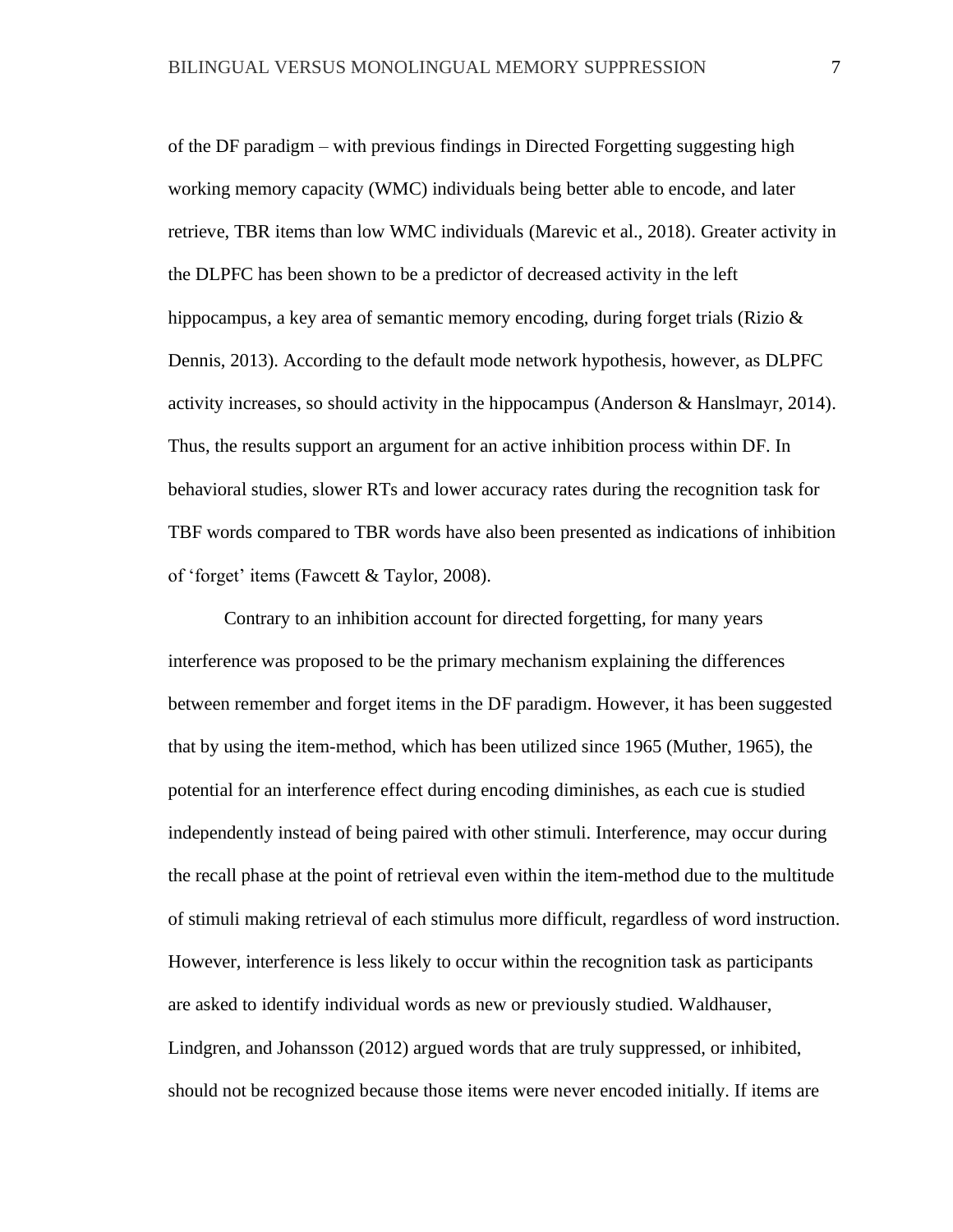of the DF paradigm – with previous findings in Directed Forgetting suggesting high working memory capacity (WMC) individuals being better able to encode, and later retrieve, TBR items than low WMC individuals (Marevic et al., 2018). Greater activity in the DLPFC has been shown to be a predictor of decreased activity in the left hippocampus, a key area of semantic memory encoding, during forget trials (Rizio & Dennis, 2013). According to the default mode network hypothesis, however, as DLPFC activity increases, so should activity in the hippocampus (Anderson & Hanslmayr, 2014). Thus, the results support an argument for an active inhibition process within DF. In behavioral studies, slower RTs and lower accuracy rates during the recognition task for TBF words compared to TBR words have also been presented as indications of inhibition of 'forget' items (Fawcett & Taylor, 2008).

Contrary to an inhibition account for directed forgetting, for many years interference was proposed to be the primary mechanism explaining the differences between remember and forget items in the DF paradigm. However, it has been suggested that by using the item-method, which has been utilized since 1965 (Muther, 1965), the potential for an interference effect during encoding diminishes, as each cue is studied independently instead of being paired with other stimuli. Interference, may occur during the recall phase at the point of retrieval even within the item-method due to the multitude of stimuli making retrieval of each stimulus more difficult, regardless of word instruction. However, interference is less likely to occur within the recognition task as participants are asked to identify individual words as new or previously studied. Waldhauser, Lindgren, and Johansson (2012) argued words that are truly suppressed, or inhibited, should not be recognized because those items were never encoded initially. If items are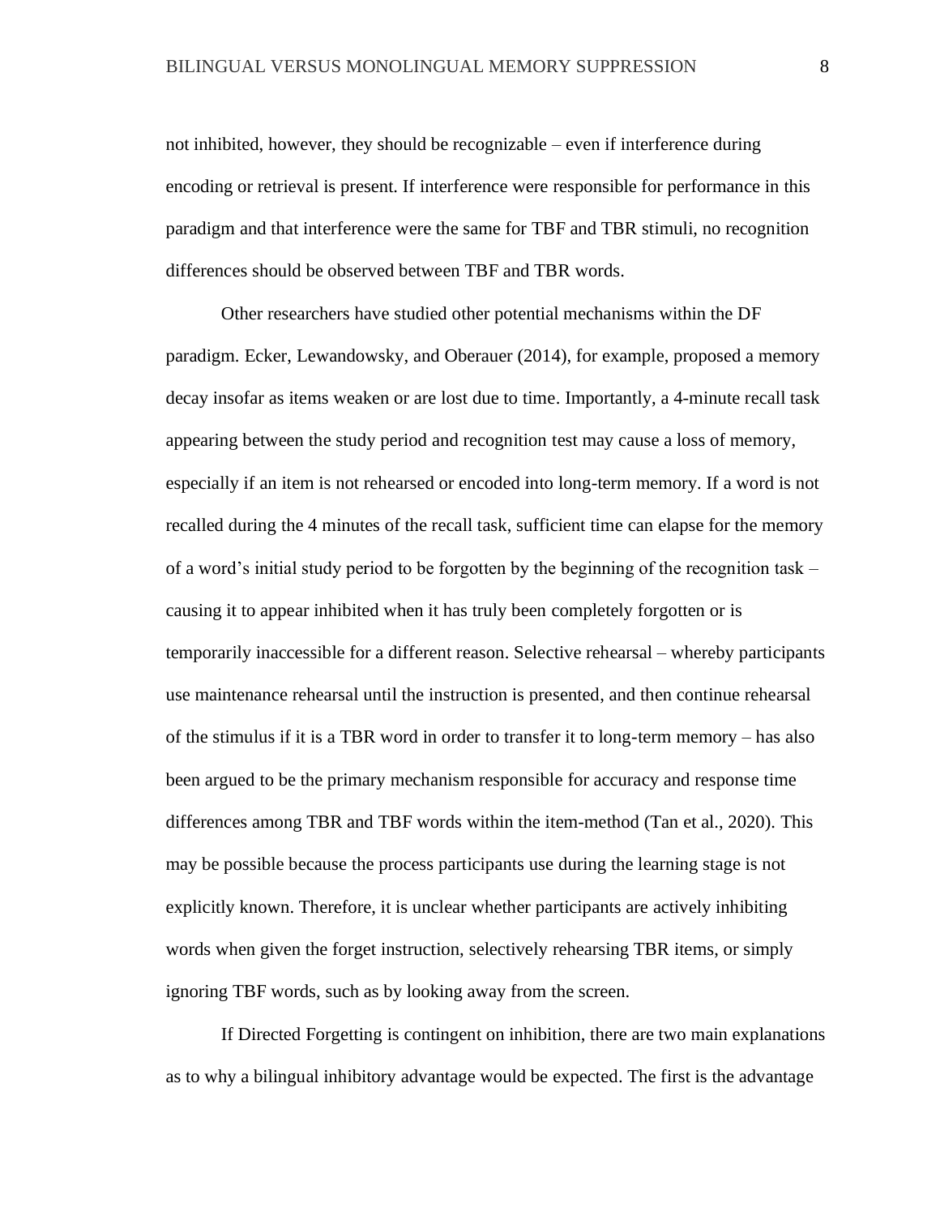not inhibited, however, they should be recognizable – even if interference during encoding or retrieval is present. If interference were responsible for performance in this paradigm and that interference were the same for TBF and TBR stimuli, no recognition differences should be observed between TBF and TBR words.

Other researchers have studied other potential mechanisms within the DF paradigm. Ecker, Lewandowsky, and Oberauer (2014), for example, proposed a memory decay insofar as items weaken or are lost due to time. Importantly, a 4-minute recall task appearing between the study period and recognition test may cause a loss of memory, especially if an item is not rehearsed or encoded into long-term memory. If a word is not recalled during the 4 minutes of the recall task, sufficient time can elapse for the memory of a word's initial study period to be forgotten by the beginning of the recognition task – causing it to appear inhibited when it has truly been completely forgotten or is temporarily inaccessible for a different reason. Selective rehearsal – whereby participants use maintenance rehearsal until the instruction is presented, and then continue rehearsal of the stimulus if it is a TBR word in order to transfer it to long-term memory – has also been argued to be the primary mechanism responsible for accuracy and response time differences among TBR and TBF words within the item-method (Tan et al., 2020). This may be possible because the process participants use during the learning stage is not explicitly known. Therefore, it is unclear whether participants are actively inhibiting words when given the forget instruction, selectively rehearsing TBR items, or simply ignoring TBF words, such as by looking away from the screen.

If Directed Forgetting is contingent on inhibition, there are two main explanations as to why a bilingual inhibitory advantage would be expected. The first is the advantage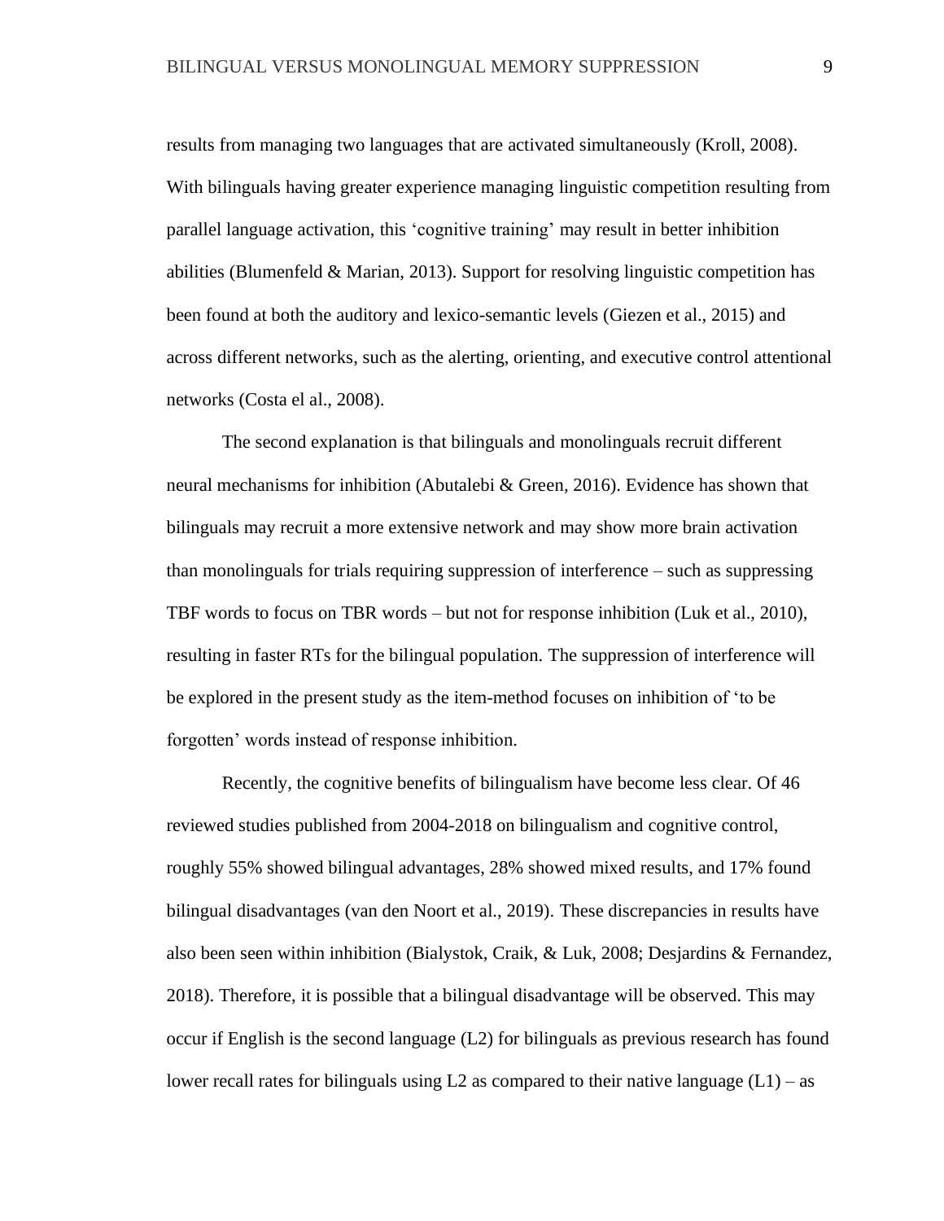results from managing two languages that are activated simultaneously (Kroll, 2008). With bilinguals having greater experience managing linguistic competition resulting from parallel language activation, this 'cognitive training' may result in better inhibition abilities (Blumenfeld & Marian, 2013). Support for resolving linguistic competition has been found at both the auditory and lexico-semantic levels (Giezen et al., 2015) and across different networks, such as the alerting, orienting, and executive control attentional networks (Costa el al., 2008).

The second explanation is that bilinguals and monolinguals recruit different neural mechanisms for inhibition (Abutalebi & Green, 2016). Evidence has shown that bilinguals may recruit a more extensive network and may show more brain activation than monolinguals for trials requiring suppression of interference – such as suppressing TBF words to focus on TBR words – but not for response inhibition (Luk et al., 2010), resulting in faster RTs for the bilingual population. The suppression of interference will be explored in the present study as the item-method focuses on inhibition of 'to be forgotten' words instead of response inhibition.

Recently, the cognitive benefits of bilingualism have become less clear. Of 46 reviewed studies published from 2004-2018 on bilingualism and cognitive control, roughly 55% showed bilingual advantages, 28% showed mixed results, and 17% found bilingual disadvantages (van den Noort et al., 2019). These discrepancies in results have also been seen within inhibition (Bialystok, Craik, & Luk, 2008; Desjardins & Fernandez, 2018). Therefore, it is possible that a bilingual disadvantage will be observed. This may occur if English is the second language (L2) for bilinguals as previous research has found lower recall rates for bilinguals using L2 as compared to their native language (L1) – as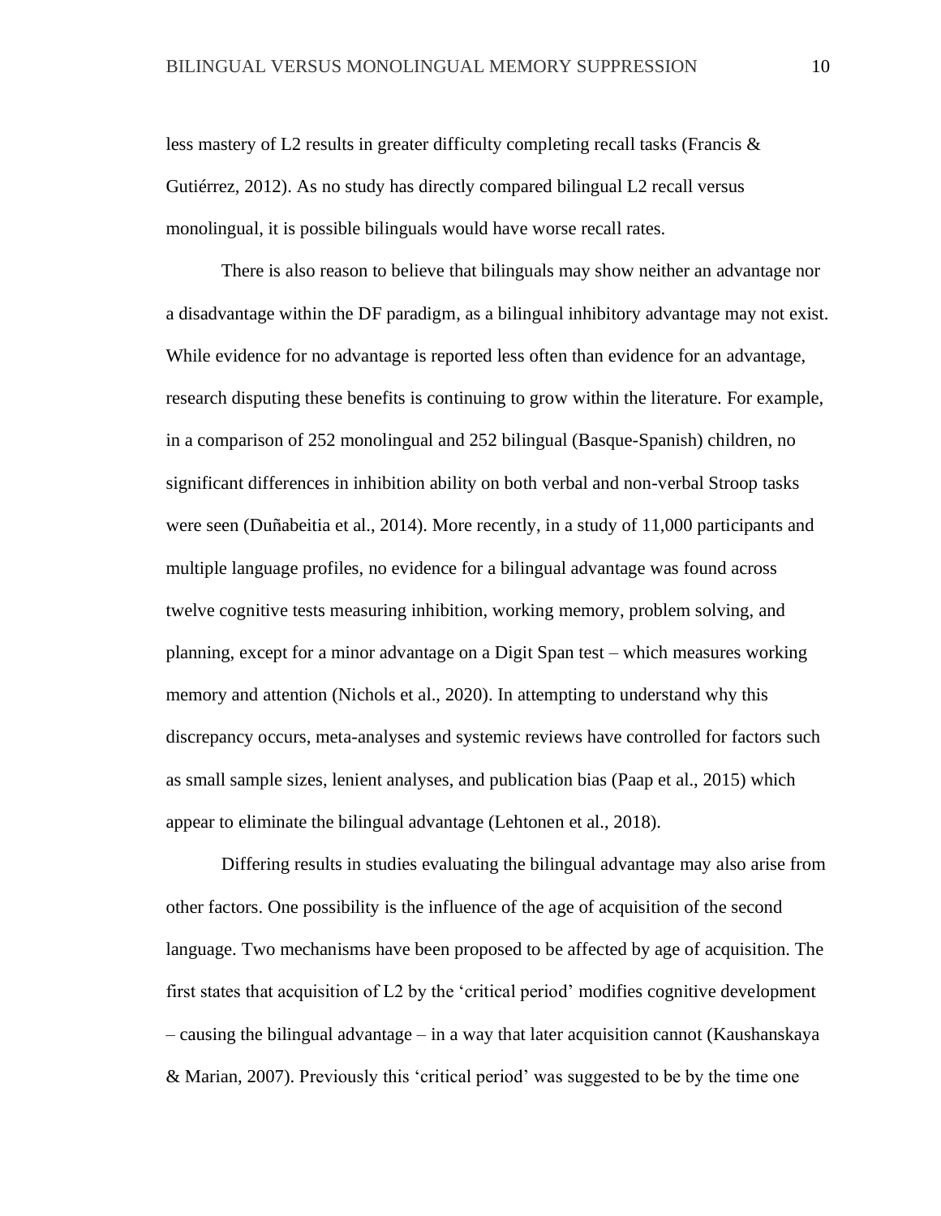less mastery of L2 results in greater difficulty completing recall tasks (Francis & Gutiérrez, 2012). As no study has directly compared bilingual L2 recall versus monolingual, it is possible bilinguals would have worse recall rates.

There is also reason to believe that bilinguals may show neither an advantage nor a disadvantage within the DF paradigm, as a bilingual inhibitory advantage may not exist. While evidence for no advantage is reported less often than evidence for an advantage, research disputing these benefits is continuing to grow within the literature. For example, in a comparison of 252 monolingual and 252 bilingual (Basque-Spanish) children, no significant differences in inhibition ability on both verbal and non-verbal Stroop tasks were seen (Duñabeitia et al., 2014). More recently, in a study of 11,000 participants and multiple language profiles, no evidence for a bilingual advantage was found across twelve cognitive tests measuring inhibition, working memory, problem solving, and planning, except for a minor advantage on a Digit Span test – which measures working memory and attention (Nichols et al., 2020). In attempting to understand why this discrepancy occurs, meta-analyses and systemic reviews have controlled for factors such as small sample sizes, lenient analyses, and publication bias (Paap et al., 2015) which appear to eliminate the bilingual advantage (Lehtonen et al., 2018).

Differing results in studies evaluating the bilingual advantage may also arise from other factors. One possibility is the influence of the age of acquisition of the second language. Two mechanisms have been proposed to be affected by age of acquisition. The first states that acquisition of L2 by the 'critical period' modifies cognitive development – causing the bilingual advantage – in a way that later acquisition cannot (Kaushanskaya & Marian, 2007). Previously this 'critical period' was suggested to be by the time one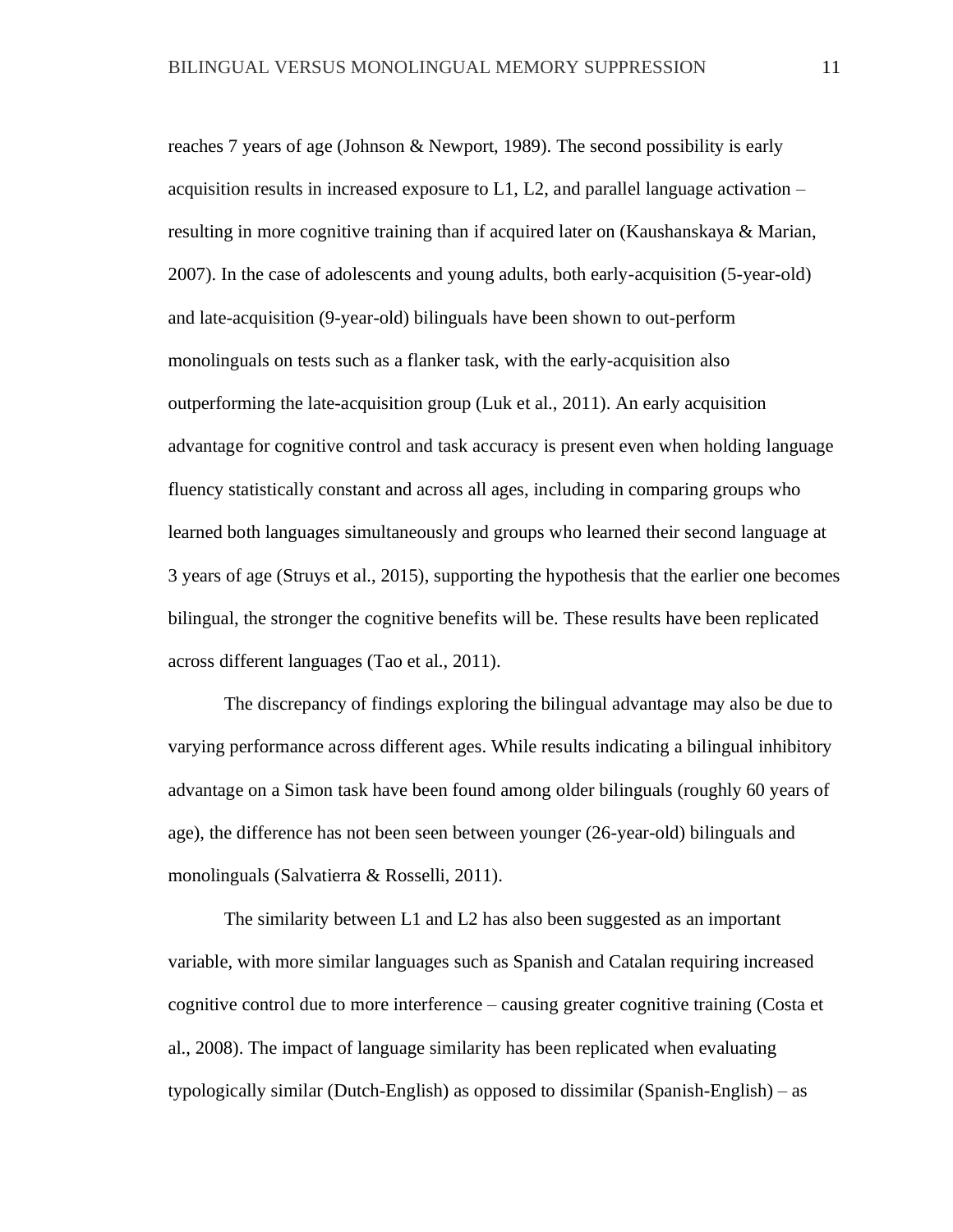reaches 7 years of age (Johnson & Newport, 1989). The second possibility is early acquisition results in increased exposure to L1, L2, and parallel language activation – resulting in more cognitive training than if acquired later on (Kaushanskaya & Marian, 2007). In the case of adolescents and young adults, both early-acquisition (5-year-old) and late-acquisition (9-year-old) bilinguals have been shown to out-perform monolinguals on tests such as a flanker task, with the early-acquisition also outperforming the late-acquisition group (Luk et al., 2011). An early acquisition advantage for cognitive control and task accuracy is present even when holding language fluency statistically constant and across all ages, including in comparing groups who learned both languages simultaneously and groups who learned their second language at 3 years of age (Struys et al., 2015), supporting the hypothesis that the earlier one becomes bilingual, the stronger the cognitive benefits will be. These results have been replicated across different languages (Tao et al., 2011).

The discrepancy of findings exploring the bilingual advantage may also be due to varying performance across different ages. While results indicating a bilingual inhibitory advantage on a Simon task have been found among older bilinguals (roughly 60 years of age), the difference has not been seen between younger (26-year-old) bilinguals and monolinguals (Salvatierra & Rosselli, 2011).

The similarity between L1 and L2 has also been suggested as an important variable, with more similar languages such as Spanish and Catalan requiring increased cognitive control due to more interference – causing greater cognitive training (Costa et al., 2008). The impact of language similarity has been replicated when evaluating typologically similar (Dutch-English) as opposed to dissimilar (Spanish-English) – as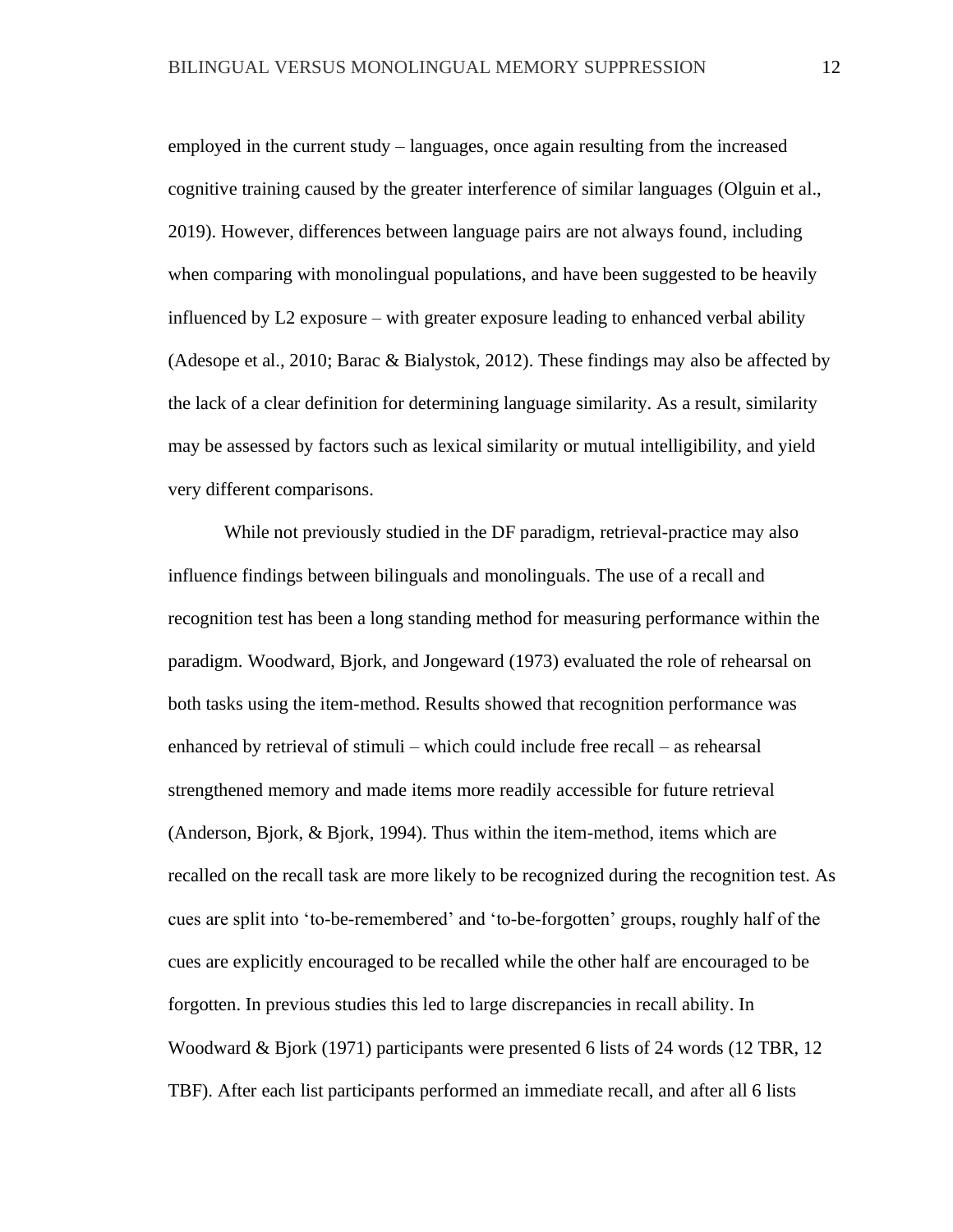employed in the current study – languages, once again resulting from the increased cognitive training caused by the greater interference of similar languages (Olguin et al., 2019). However, differences between language pairs are not always found, including when comparing with monolingual populations, and have been suggested to be heavily influenced by L2 exposure – with greater exposure leading to enhanced verbal ability (Adesope et al., 2010; Barac & Bialystok, 2012). These findings may also be affected by the lack of a clear definition for determining language similarity. As a result, similarity may be assessed by factors such as lexical similarity or mutual intelligibility, and yield very different comparisons.

While not previously studied in the DF paradigm, retrieval-practice may also influence findings between bilinguals and monolinguals. The use of a recall and recognition test has been a long standing method for measuring performance within the paradigm. Woodward, Bjork, and Jongeward (1973) evaluated the role of rehearsal on both tasks using the item-method. Results showed that recognition performance was enhanced by retrieval of stimuli – which could include free recall – as rehearsal strengthened memory and made items more readily accessible for future retrieval (Anderson, Bjork, & Bjork, 1994). Thus within the item-method, items which are recalled on the recall task are more likely to be recognized during the recognition test. As cues are split into 'to-be-remembered' and 'to-be-forgotten' groups, roughly half of the cues are explicitly encouraged to be recalled while the other half are encouraged to be forgotten. In previous studies this led to large discrepancies in recall ability. In Woodward & Bjork (1971) participants were presented 6 lists of 24 words (12 TBR, 12 TBF). After each list participants performed an immediate recall, and after all 6 lists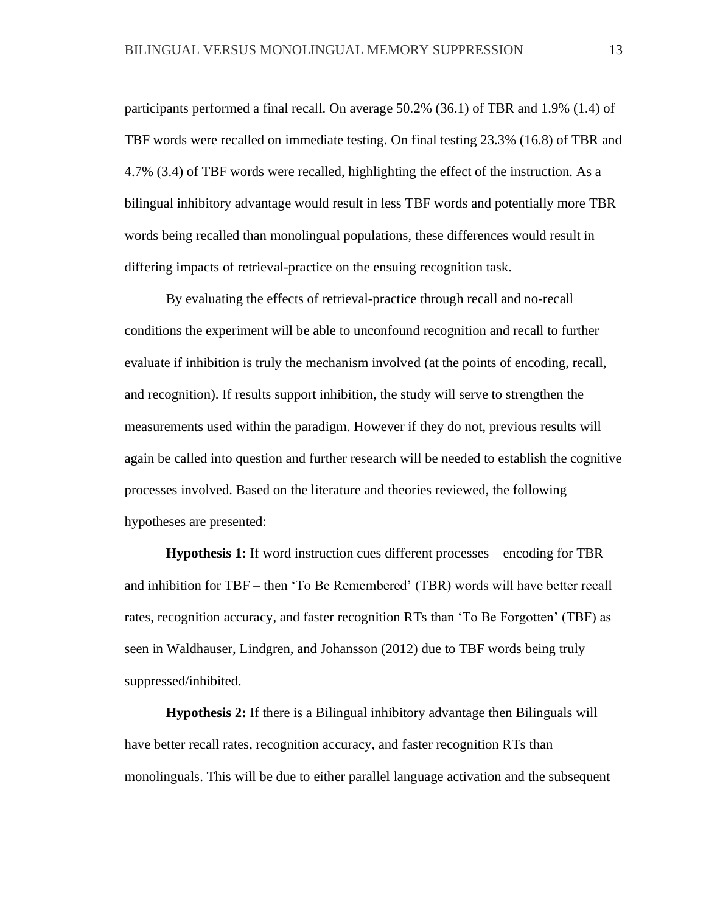participants performed a final recall. On average 50.2% (36.1) of TBR and 1.9% (1.4) of TBF words were recalled on immediate testing. On final testing 23.3% (16.8) of TBR and 4.7% (3.4) of TBF words were recalled, highlighting the effect of the instruction. As a bilingual inhibitory advantage would result in less TBF words and potentially more TBR words being recalled than monolingual populations, these differences would result in differing impacts of retrieval-practice on the ensuing recognition task.

By evaluating the effects of retrieval-practice through recall and no-recall conditions the experiment will be able to unconfound recognition and recall to further evaluate if inhibition is truly the mechanism involved (at the points of encoding, recall, and recognition). If results support inhibition, the study will serve to strengthen the measurements used within the paradigm. However if they do not, previous results will again be called into question and further research will be needed to establish the cognitive processes involved. Based on the literature and theories reviewed, the following hypotheses are presented:

**Hypothesis 1:** If word instruction cues different processes – encoding for TBR and inhibition for TBF – then 'To Be Remembered' (TBR) words will have better recall rates, recognition accuracy, and faster recognition RTs than 'To Be Forgotten' (TBF) as seen in Waldhauser, Lindgren, and Johansson (2012) due to TBF words being truly suppressed/inhibited.

**Hypothesis 2:** If there is a Bilingual inhibitory advantage then Bilinguals will have better recall rates, recognition accuracy, and faster recognition RTs than monolinguals. This will be due to either parallel language activation and the subsequent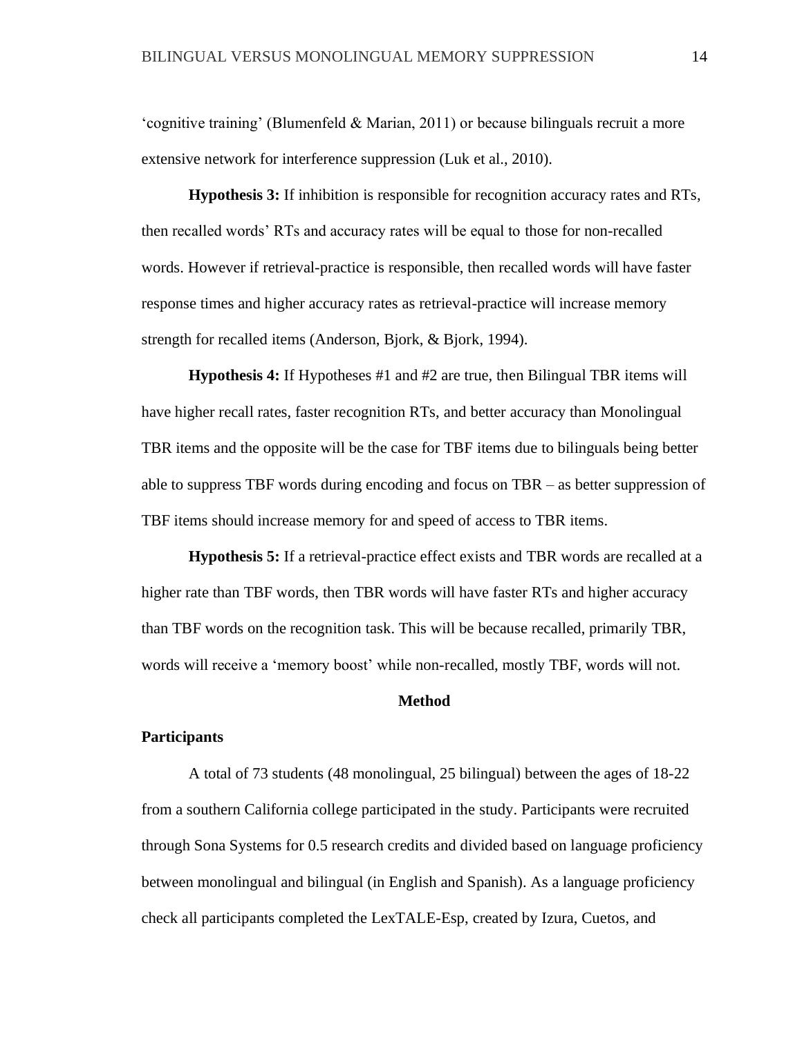'cognitive training' (Blumenfeld & Marian, 2011) or because bilinguals recruit a more extensive network for interference suppression (Luk et al., 2010).

**Hypothesis 3:** If inhibition is responsible for recognition accuracy rates and RTs, then recalled words' RTs and accuracy rates will be equal to those for non-recalled words. However if retrieval-practice is responsible, then recalled words will have faster response times and higher accuracy rates as retrieval-practice will increase memory strength for recalled items (Anderson, Bjork, & Bjork, 1994).

**Hypothesis 4:** If Hypotheses #1 and #2 are true, then Bilingual TBR items will have higher recall rates, faster recognition RTs, and better accuracy than Monolingual TBR items and the opposite will be the case for TBF items due to bilinguals being better able to suppress TBF words during encoding and focus on TBR – as better suppression of TBF items should increase memory for and speed of access to TBR items.

**Hypothesis 5:** If a retrieval-practice effect exists and TBR words are recalled at a higher rate than TBF words, then TBR words will have faster RTs and higher accuracy than TBF words on the recognition task. This will be because recalled, primarily TBR, words will receive a 'memory boost' while non-recalled, mostly TBF, words will not.

# Method

## Participants

A total of 73 students (48 monolingual, 25 bilingual) between the ages of 18-22 from a southern California college participated in the study. Participants were recruited through Sona Systems for 0.5 research credits and divided based on language proficiency between monolingual and bilingual (in English and Spanish). As a language proficiency check all participants completed the LexTALE-Esp, created by Izura, Cuetos, and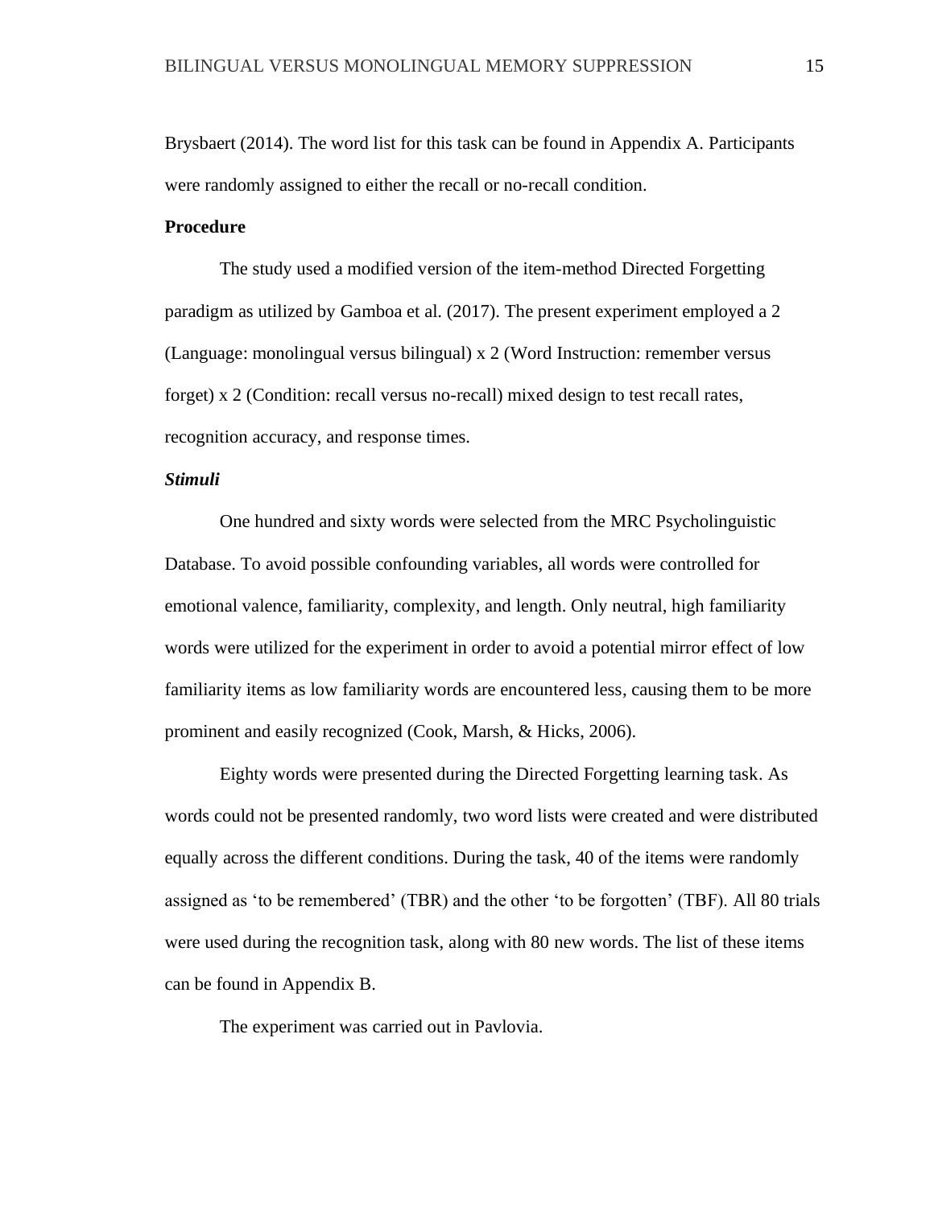Brysbaert (2014). The word list for this task can be found in Appendix A. Participants were randomly assigned to either the recall or no-recall condition.

**Procedure**

The study used a modified version of the item-method Directed Forgetting paradigm as utilized by Gamboa et al. (2017). The present experiment employed a 2 (Language: monolingual versus bilingual) x 2 (Word Instruction: remember versus forget) x 2 (Condition: recall versus no-recall) mixed design to test recall rates, recognition accuracy, and response times.

***Stimuli***

One hundred and sixty words were selected from the MRC Psycholinguistic Database. To avoid possible confounding variables, all words were controlled for emotional valence, familiarity, complexity, and length. Only neutral, high familiarity words were utilized for the experiment in order to avoid a potential mirror effect of low familiarity items as low familiarity words are encountered less, causing them to be more prominent and easily recognized (Cook, Marsh, & Hicks, 2006).

Eighty words were presented during the Directed Forgetting learning task. As words could not be presented randomly, two word lists were created and were distributed equally across the different conditions. During the task, 40 of the items were randomly assigned as 'to be remembered' (TBR) and the other 'to be forgotten' (TBF). All 80 trials were used during the recognition task, along with 80 new words. The list of these items can be found in Appendix B.

The experiment was carried out in Pavlovia.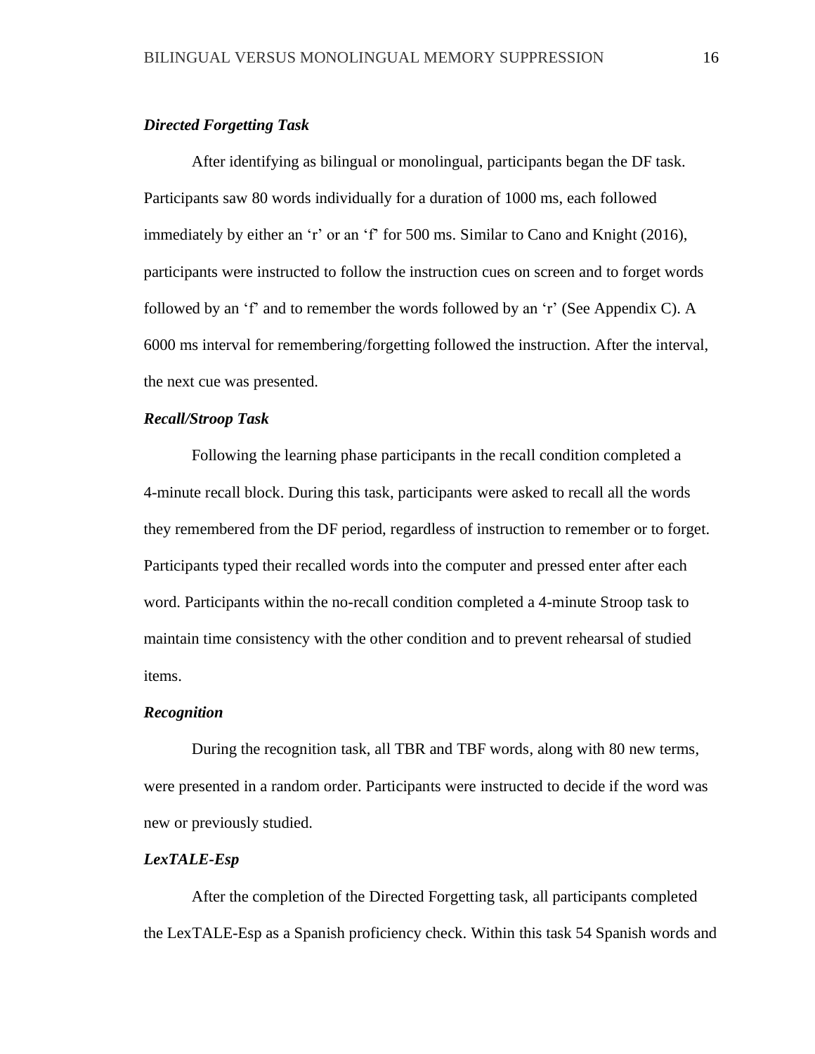### *Directed Forgetting Task*

After identifying as bilingual or monolingual, participants began the DF task. Participants saw 80 words individually for a duration of 1000 ms, each followed immediately by either an 'r' or an 'f' for 500 ms. Similar to Cano and Knight (2016), participants were instructed to follow the instruction cues on screen and to forget words followed by an 'f' and to remember the words followed by an 'r' (See Appendix C). A 6000 ms interval for remembering/forgetting followed the instruction. After the interval, the next cue was presented.

### *Recall/Stroop Task*

Following the learning phase participants in the recall condition completed a 4-minute recall block. During this task, participants were asked to recall all the words they remembered from the DF period, regardless of instruction to remember or to forget. Participants typed their recalled words into the computer and pressed enter after each word. Participants within the no-recall condition completed a 4-minute Stroop task to maintain time consistency with the other condition and to prevent rehearsal of studied items.

### *Recognition*

During the recognition task, all TBR and TBF words, along with 80 new terms, were presented in a random order. Participants were instructed to decide if the word was new or previously studied.

### *LexTALE-Esp*

After the completion of the Directed Forgetting task, all participants completed the LexTALE-Esp as a Spanish proficiency check. Within this task 54 Spanish words and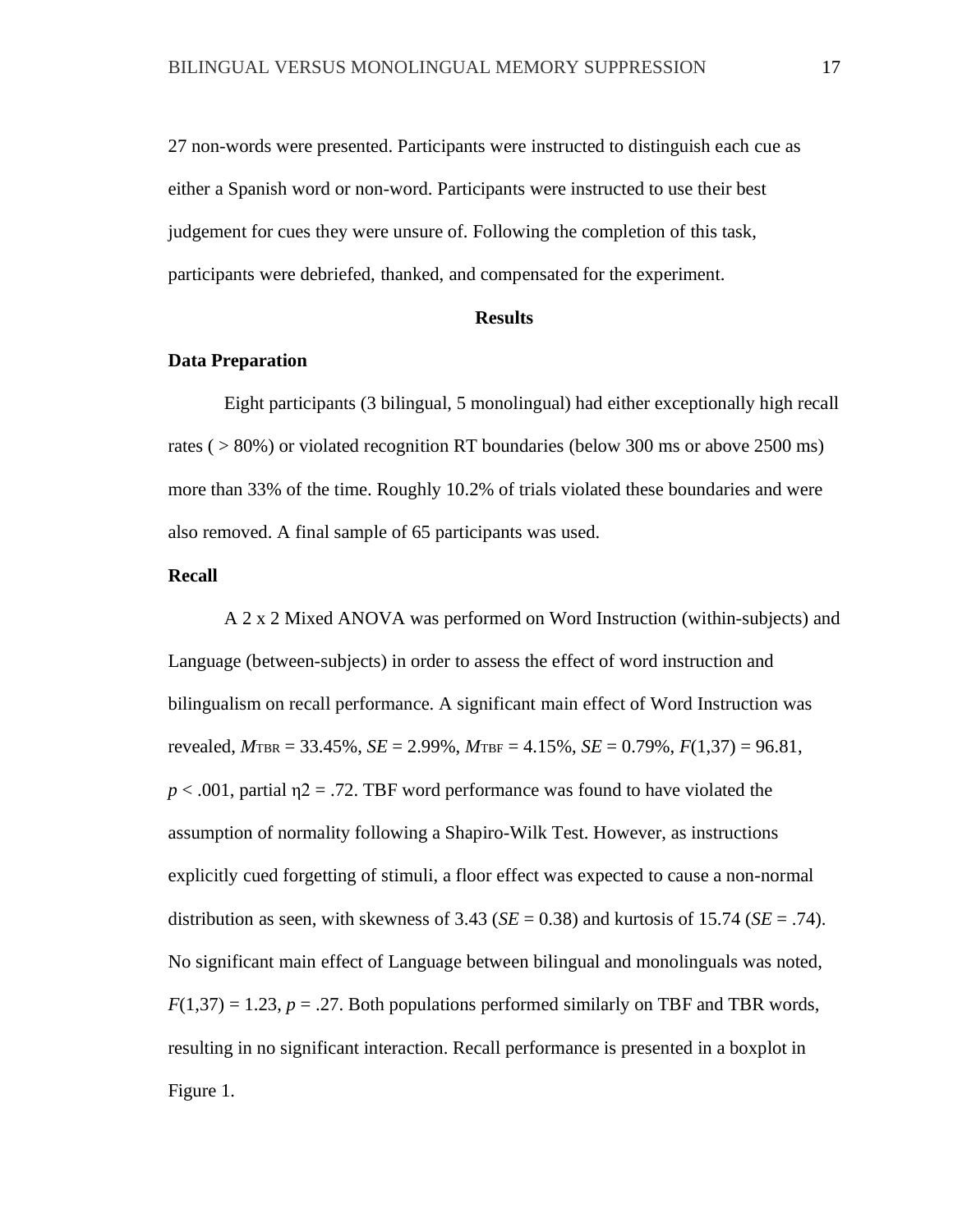27 non-words were presented. Participants were instructed to distinguish each cue as either a Spanish word or non-word. Participants were instructed to use their best judgement for cues they were unsure of. Following the completion of this task, participants were debriefed, thanked, and compensated for the experiment.

## Results

### Data Preparation

Eight participants (3 bilingual, 5 monolingual) had either exceptionally high recall rates ( > 80%) or violated recognition RT boundaries (below 300 ms or above 2500 ms) more than 33% of the time. Roughly 10.2% of trials violated these boundaries and were also removed. A final sample of 65 participants was used.

### Recall

A 2 x 2 Mixed ANOVA was performed on Word Instruction (within-subjects) and Language (between-subjects) in order to assess the effect of word instruction and bilingualism on recall performance. A significant main effect of Word Instruction was revealed, $M_{TBR}$ = 33.45%, *SE* = 2.99%, $M_{TBF}$ = 4.15%, *SE* = 0.79%, $F(1,37) = 96.81$, $p < .001$, partial η2 = .72. TBF word performance was found to have violated the assumption of normality following a Shapiro-Wilk Test. However, as instructions explicitly cued forgetting of stimuli, a floor effect was expected to cause a non-normal distribution as seen, with skewness of 3.43 (*SE* = 0.38) and kurtosis of 15.74 (*SE* = .74). No significant main effect of Language between bilingual and monolinguals was noted, $F(1,37) = 1.23$, $p = .27$. Both populations performed similarly on TBF and TBR words, resulting in no significant interaction. Recall performance is presented in a boxplot in Figure 1.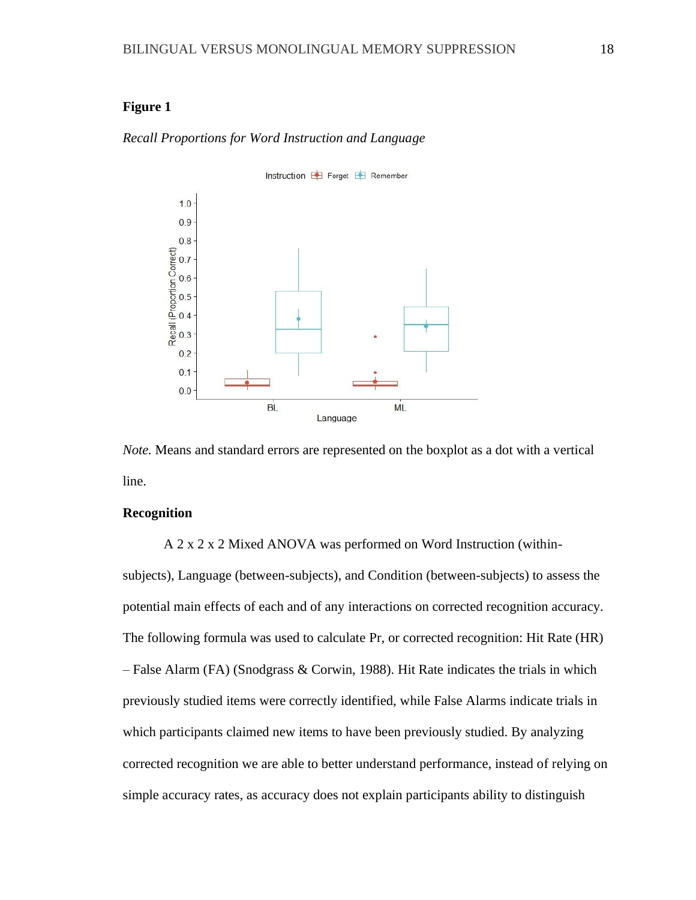**Figure 1**

*Recall Proportions for Word Instruction and Language*

*Note.* Means and standard errors are represented on the boxplot as a dot with a vertical line.

**Recognition**

A 2 x 2 x 2 Mixed ANOVA was performed on Word Instruction (within-subjects), Language (between-subjects), and Condition (between-subjects) to assess the potential main effects of each and of any interactions on corrected recognition accuracy. The following formula was used to calculate Pr, or corrected recognition: Hit Rate (HR) – False Alarm (FA) (Snodgrass & Corwin, 1988). Hit Rate indicates the trials in which previously studied items were correctly identified, while False Alarms indicate trials in which participants claimed new items to have been previously studied. By analyzing corrected recognition we are able to better understand performance, instead of relying on simple accuracy rates, as accuracy does not explain participants ability to distinguish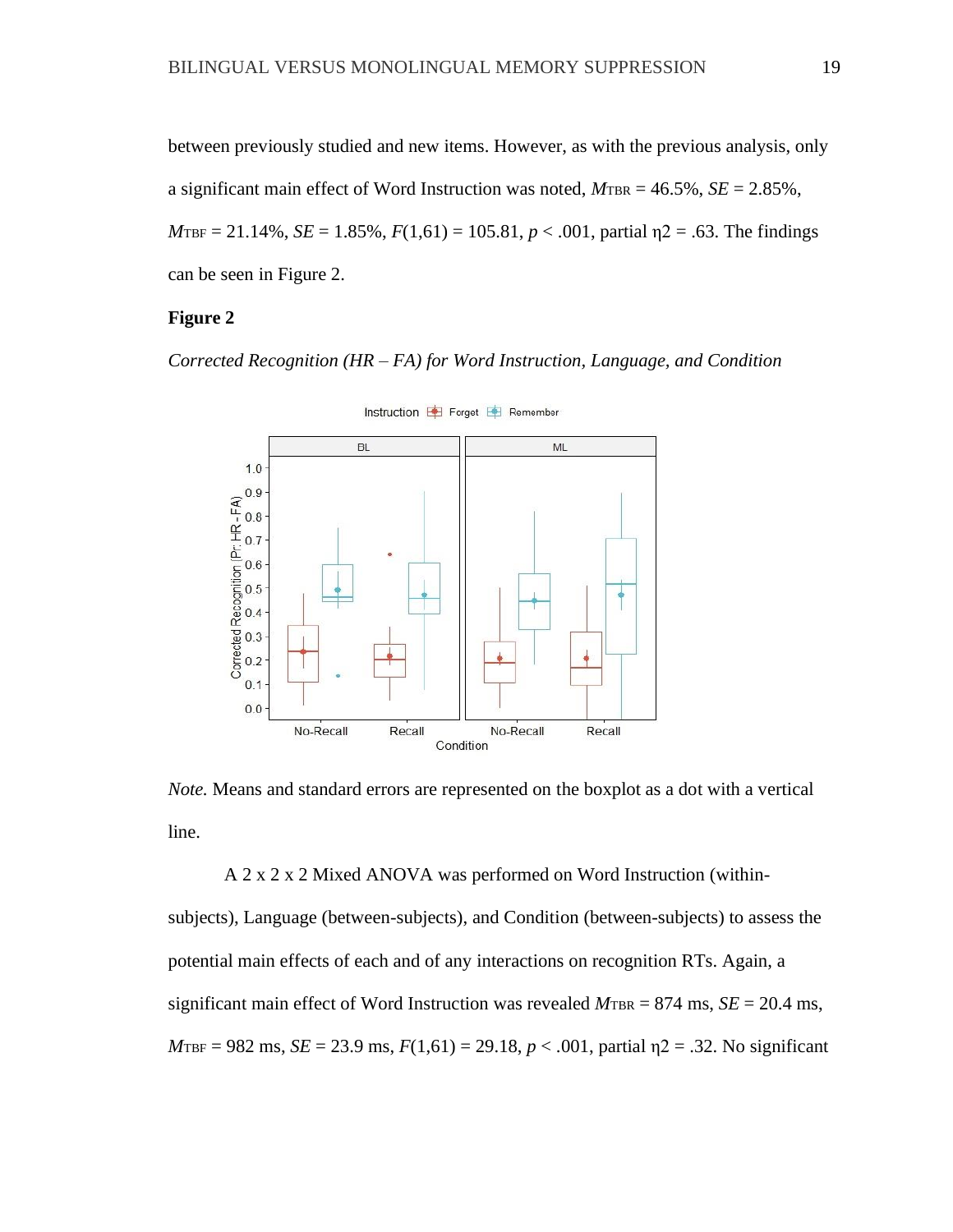between previously studied and new items. However, as with the previous analysis, only a significant main effect of Word Instruction was noted, $M_{TBR}$ = 46.5%, $SE$ = 2.85%, $M_{TBF}$ = 21.14%, $SE$ = 1.85%, $F(1,61) = 105.81$, $p < .001$, partial η2 = .63. The findings can be seen in Figure 2.

**Figure 2**

*Corrected Recognition (HR – FA) for Word Instruction, Language, and Condition*

*Note.* Means and standard errors are represented on the boxplot as a dot with a vertical line.

A 2 x 2 x 2 Mixed ANOVA was performed on Word Instruction (within-subjects), Language (between-subjects), and Condition (between-subjects) to assess the potential main effects of each and of any interactions on recognition RTs. Again, a significant main effect of Word Instruction was revealed $M_{TBR}$ = 874 ms, $SE$ = 20.4 ms, $M_{TBF}$ = 982 ms, $SE$ = 23.9 ms, $F(1,61) = 29.18$, $p < .001$, partial η2 = .32. No significant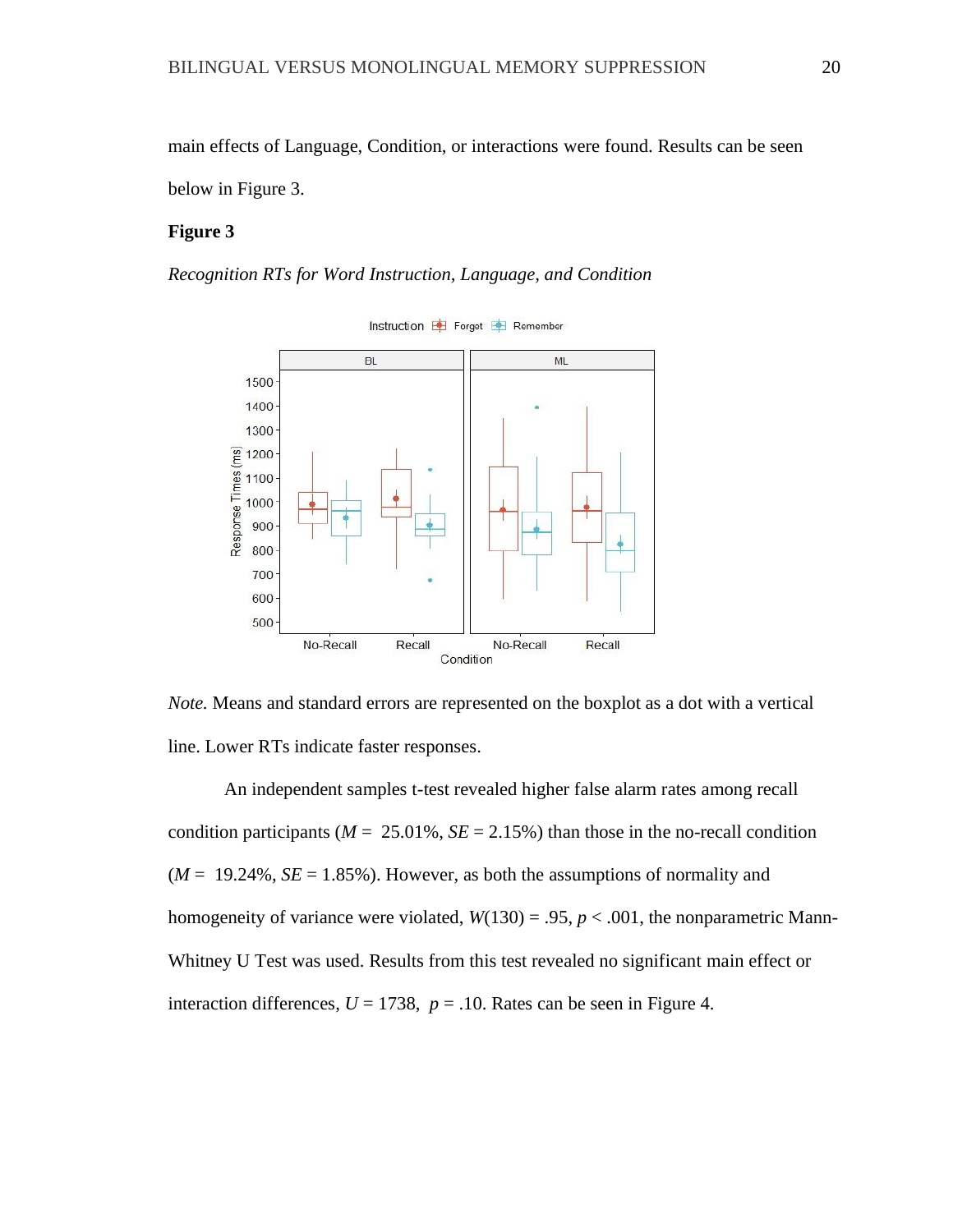main effects of Language, Condition, or interactions were found. Results can be seen below in Figure 3.

**Figure 3**

*Recognition RTs for Word Instruction, Language, and Condition*

*Note.* Means and standard errors are represented on the boxplot as a dot with a vertical line. Lower RTs indicate faster responses.

An independent samples t-test revealed higher false alarm rates among recall condition participants ($M$ = 25.01%, $SE$ = 2.15%) than those in the no-recall condition ($M$ = 19.24%, $SE$ = 1.85%). However, as both the assumptions of normality and homogeneity of variance were violated, $W(130) = .95$, $p < .001$, the nonparametric Mann-Whitney U Test was used. Results from this test revealed no significant main effect or interaction differences, $U = 1738$, $p = .10$. Rates can be seen in Figure 4.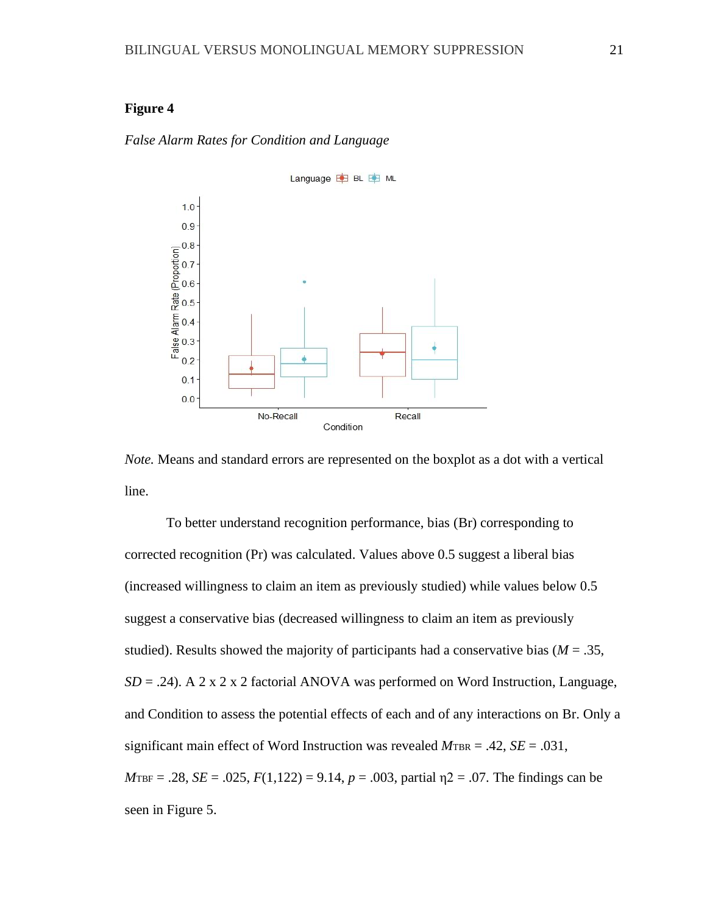**Figure 4**

*False Alarm Rates for Condition and Language*

*Note.* Means and standard errors are represented on the boxplot as a dot with a vertical line.

To better understand recognition performance, bias (Br) corresponding to corrected recognition (Pr) was calculated. Values above 0.5 suggest a liberal bias (increased willingness to claim an item as previously studied) while values below 0.5 suggest a conservative bias (decreased willingness to claim an item as previously studied). Results showed the majority of participants had a conservative bias ($M$ = .35, $SD$ = .24). A 2 x 2 x 2 factorial ANOVA was performed on Word Instruction, Language, and Condition to assess the potential effects of each and of any interactions on Br. Only a significant main effect of Word Instruction was revealed $M_{TBR}$ = .42, $SE$ = .031, $M_{TBF}$ = .28, $SE$ = .025, $F(1,122)$ = 9.14, $p$ = .003, partial $\eta^2$ = .07. The findings can be seen in Figure 5.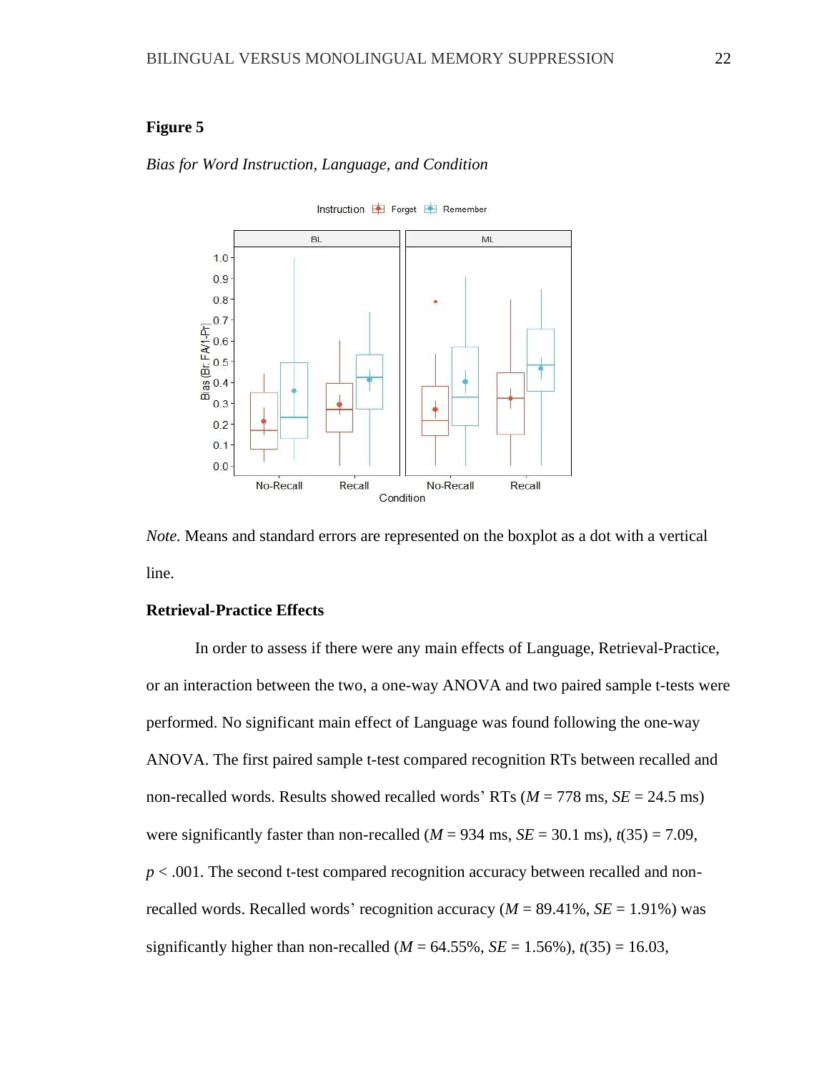**Figure 5**

*Bias for Word Instruction, Language, and Condition*

*Note.* Means and standard errors are represented on the boxplot as a dot with a vertical line.

## Retrieval-Practice Effects

In order to assess if there were any main effects of Language, Retrieval-Practice, or an interaction between the two, a one-way ANOVA and two paired sample t-tests were performed. No significant main effect of Language was found following the one-way ANOVA. The first paired sample t-test compared recognition RTs between recalled and non-recalled words. Results showed recalled words' RTs ($M$ = 778 ms, $SE$ = 24.5 ms) were significantly faster than non-recalled ($M$ = 934 ms, $SE$ = 30.1 ms), $t(35) = 7.09$, $p < .001$. The second t-test compared recognition accuracy between recalled and non-recalled words. Recalled words' recognition accuracy ($M$ = 89.41%, $SE$ = 1.91%) was significantly higher than non-recalled ($M$ = 64.55%, $SE$ = 1.56%), $t(35) = 16.03$,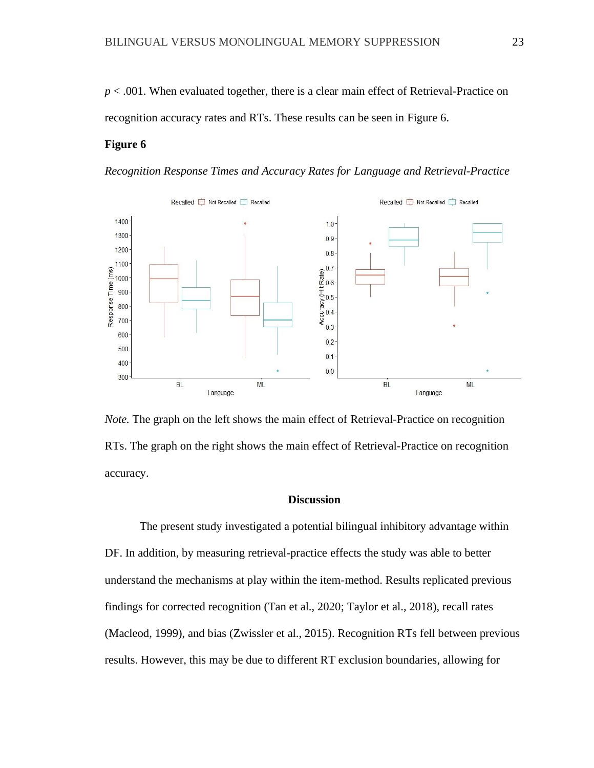$p < .001$. When evaluated together, there is a clear main effect of Retrieval-Practice on recognition accuracy rates and RTs. These results can be seen in Figure 6.

**Figure 6**

*Recognition Response Times and Accuracy Rates for Language and Retrieval-Practice*

*Note.* The graph on the left shows the main effect of Retrieval-Practice on recognition RTs. The graph on the right shows the main effect of Retrieval-Practice on recognition accuracy.

## Discussion

The present study investigated a potential bilingual inhibitory advantage within DF. In addition, by measuring retrieval-practice effects the study was able to better understand the mechanisms at play within the item-method. Results replicated previous findings for corrected recognition (Tan et al., 2020; Taylor et al., 2018), recall rates (Macleod, 1999), and bias (Zwissler et al., 2015). Recognition RTs fell between previous results. However, this may be due to different RT exclusion boundaries, allowing for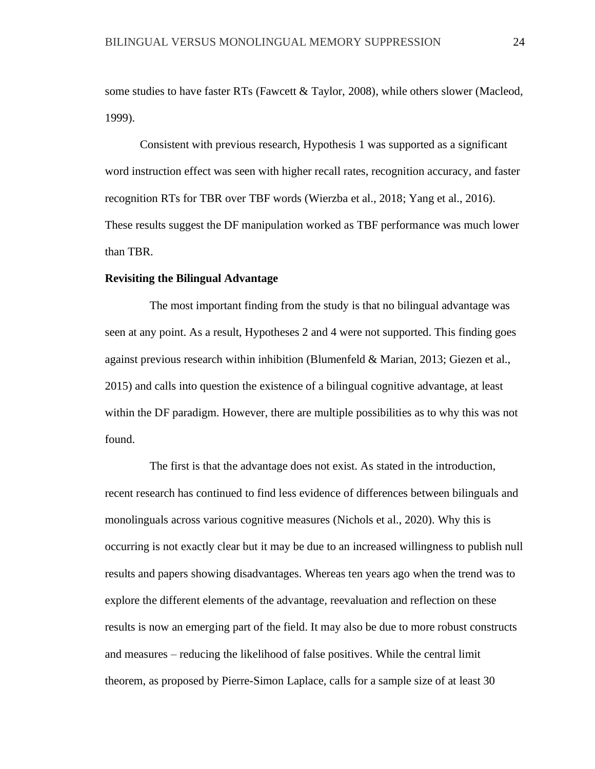some studies to have faster RTs (Fawcett & Taylor, 2008), while others slower (Macleod, 1999).

Consistent with previous research, Hypothesis 1 was supported as a significant word instruction effect was seen with higher recall rates, recognition accuracy, and faster recognition RTs for TBR over TBF words (Wierzba et al., 2018; Yang et al., 2016). These results suggest the DF manipulation worked as TBF performance was much lower than TBR.

**Revisiting the Bilingual Advantage**

The most important finding from the study is that no bilingual advantage was seen at any point. As a result, Hypotheses 2 and 4 were not supported. This finding goes against previous research within inhibition (Blumenfeld & Marian, 2013; Giezen et al., 2015) and calls into question the existence of a bilingual cognitive advantage, at least within the DF paradigm. However, there are multiple possibilities as to why this was not found.

The first is that the advantage does not exist. As stated in the introduction, recent research has continued to find less evidence of differences between bilinguals and monolinguals across various cognitive measures (Nichols et al., 2020). Why this is occurring is not exactly clear but it may be due to an increased willingness to publish null results and papers showing disadvantages. Whereas ten years ago when the trend was to explore the different elements of the advantage, reevaluation and reflection on these results is now an emerging part of the field. It may also be due to more robust constructs and measures – reducing the likelihood of false positives. While the central limit theorem, as proposed by Pierre-Simon Laplace, calls for a sample size of at least 30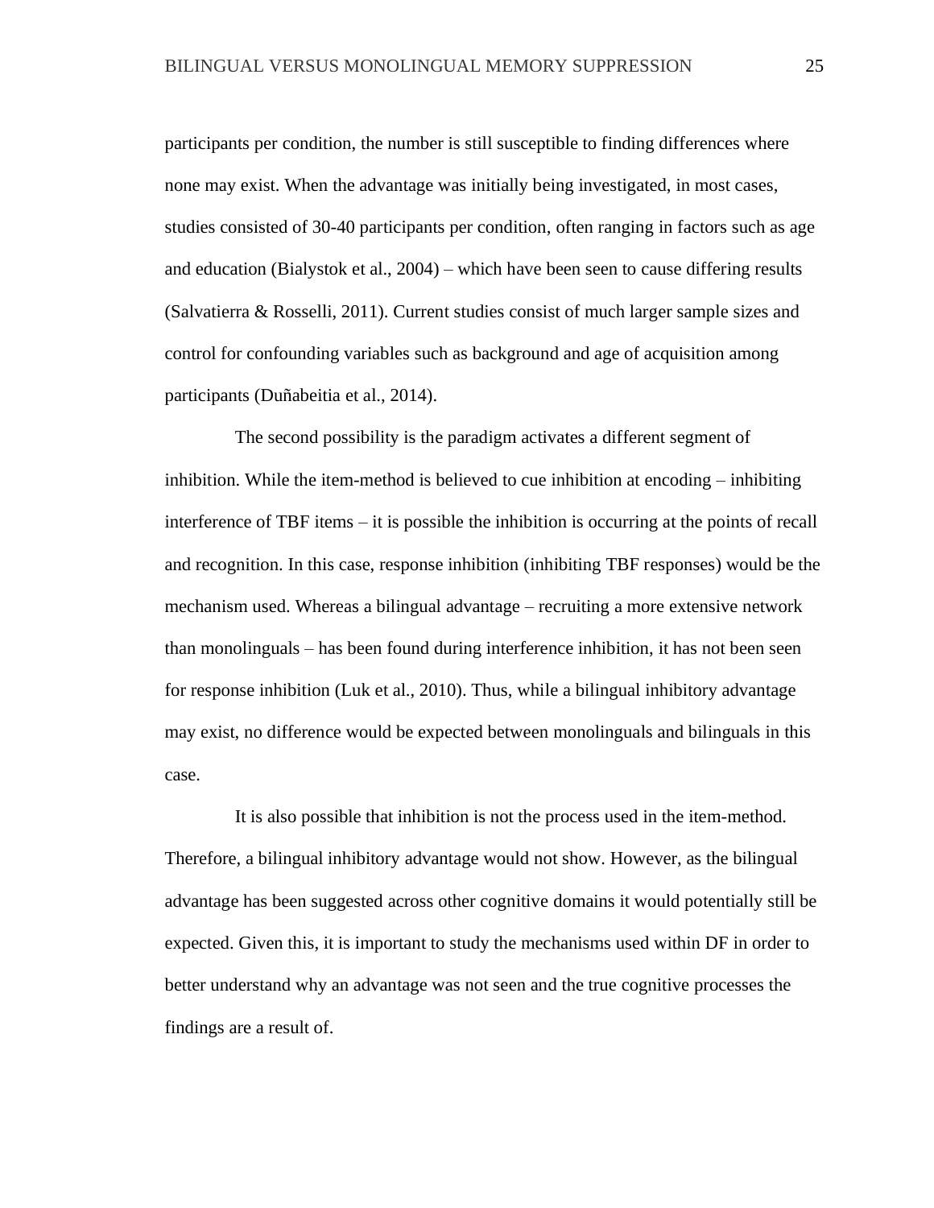participants per condition, the number is still susceptible to finding differences where none may exist. When the advantage was initially being investigated, in most cases, studies consisted of 30-40 participants per condition, often ranging in factors such as age and education (Bialystok et al., 2004) – which have been seen to cause differing results (Salvatierra & Rosselli, 2011). Current studies consist of much larger sample sizes and control for confounding variables such as background and age of acquisition among participants (Duñabeitia et al., 2014).

The second possibility is the paradigm activates a different segment of inhibition. While the item-method is believed to cue inhibition at encoding – inhibiting interference of TBF items – it is possible the inhibition is occurring at the points of recall and recognition. In this case, response inhibition (inhibiting TBF responses) would be the mechanism used. Whereas a bilingual advantage – recruiting a more extensive network than monolinguals – has been found during interference inhibition, it has not been seen for response inhibition (Luk et al., 2010). Thus, while a bilingual inhibitory advantage may exist, no difference would be expected between monolinguals and bilinguals in this case.

It is also possible that inhibition is not the process used in the item-method. Therefore, a bilingual inhibitory advantage would not show. However, as the bilingual advantage has been suggested across other cognitive domains it would potentially still be expected. Given this, it is important to study the mechanisms used within DF in order to better understand why an advantage was not seen and the true cognitive processes the findings are a result of.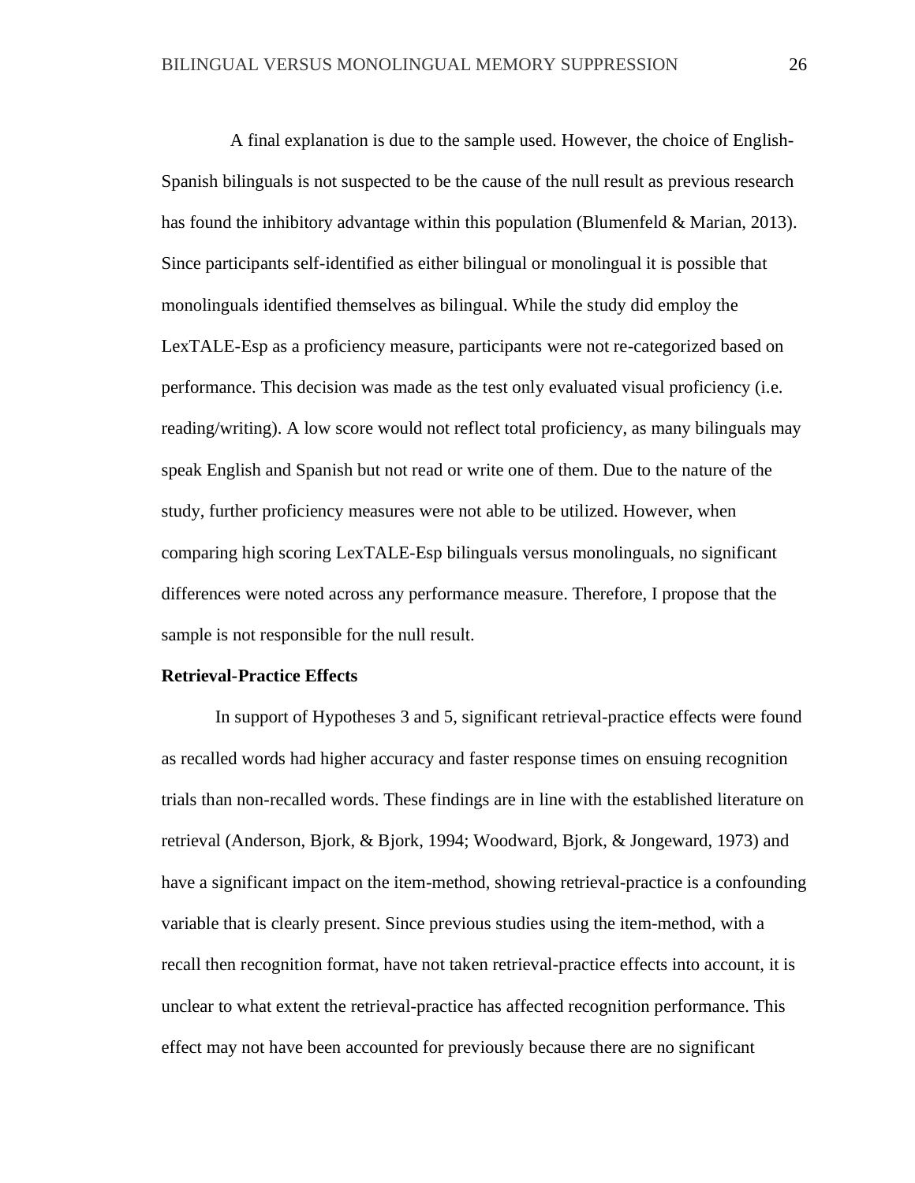A final explanation is due to the sample used. However, the choice of English-Spanish bilinguals is not suspected to be the cause of the null result as previous research has found the inhibitory advantage within this population (Blumenfeld & Marian, 2013). Since participants self-identified as either bilingual or monolingual it is possible that monolinguals identified themselves as bilingual. While the study did employ the LexTALE-Esp as a proficiency measure, participants were not re-categorized based on performance. This decision was made as the test only evaluated visual proficiency (i.e. reading/writing). A low score would not reflect total proficiency, as many bilinguals may speak English and Spanish but not read or write one of them. Due to the nature of the study, further proficiency measures were not able to be utilized. However, when comparing high scoring LexTALE-Esp bilinguals versus monolinguals, no significant differences were noted across any performance measure. Therefore, I propose that the sample is not responsible for the null result.

**Retrieval-Practice Effects**

In support of Hypotheses 3 and 5, significant retrieval-practice effects were found as recalled words had higher accuracy and faster response times on ensuing recognition trials than non-recalled words. These findings are in line with the established literature on retrieval (Anderson, Bjork, & Bjork, 1994; Woodward, Bjork, & Jongeward, 1973) and have a significant impact on the item-method, showing retrieval-practice is a confounding variable that is clearly present. Since previous studies using the item-method, with a recall then recognition format, have not taken retrieval-practice effects into account, it is unclear to what extent the retrieval-practice has affected recognition performance. This effect may not have been accounted for previously because there are no significant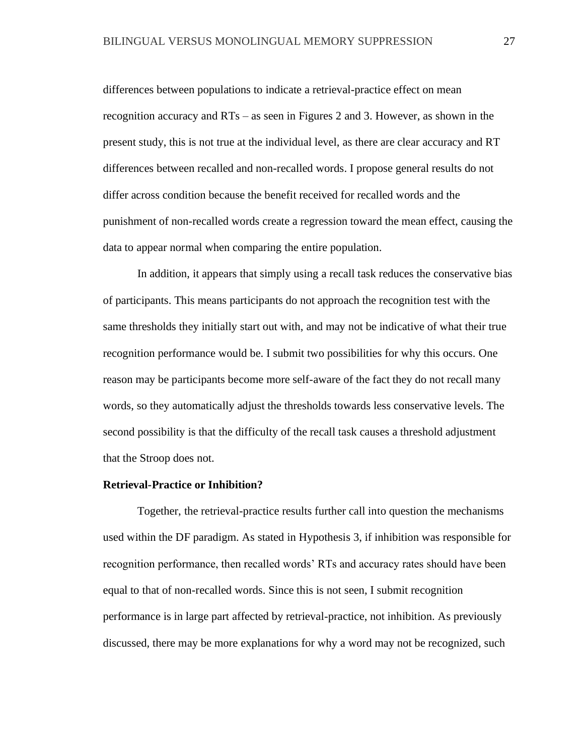differences between populations to indicate a retrieval-practice effect on mean recognition accuracy and RTs – as seen in Figures 2 and 3. However, as shown in the present study, this is not true at the individual level, as there are clear accuracy and RT differences between recalled and non-recalled words. I propose general results do not differ across condition because the benefit received for recalled words and the punishment of non-recalled words create a regression toward the mean effect, causing the data to appear normal when comparing the entire population.

In addition, it appears that simply using a recall task reduces the conservative bias of participants. This means participants do not approach the recognition test with the same thresholds they initially start out with, and may not be indicative of what their true recognition performance would be. I submit two possibilities for why this occurs. One reason may be participants become more self-aware of the fact they do not recall many words, so they automatically adjust the thresholds towards less conservative levels. The second possibility is that the difficulty of the recall task causes a threshold adjustment that the Stroop does not.

**Retrieval-Practice or Inhibition?**

Together, the retrieval-practice results further call into question the mechanisms used within the DF paradigm. As stated in Hypothesis 3, if inhibition was responsible for recognition performance, then recalled words' RTs and accuracy rates should have been equal to that of non-recalled words. Since this is not seen, I submit recognition performance is in large part affected by retrieval-practice, not inhibition. As previously discussed, there may be more explanations for why a word may not be recognized, such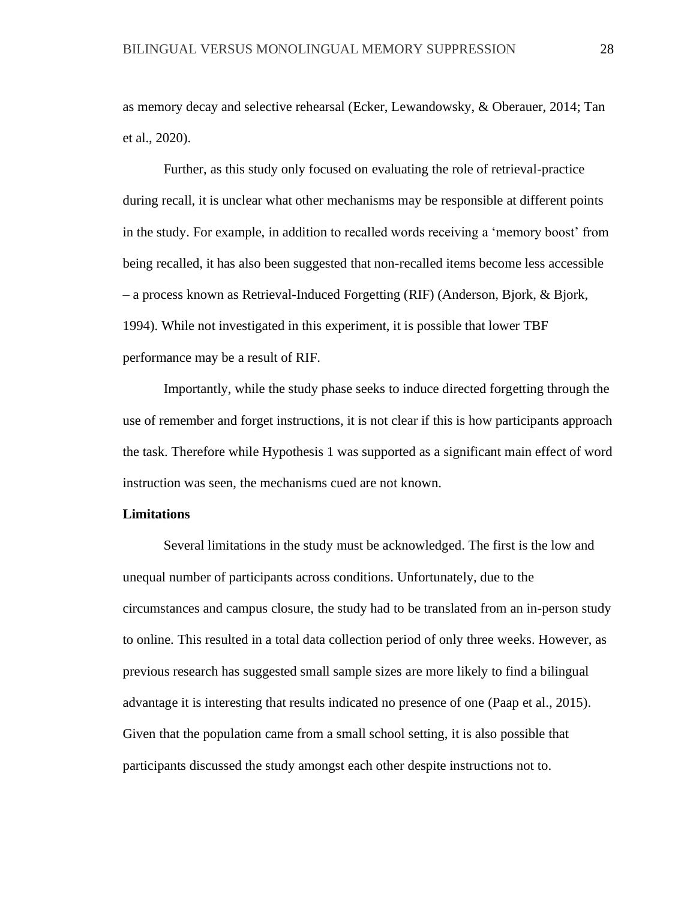as memory decay and selective rehearsal (Ecker, Lewandowsky, & Oberauer, 2014; Tan et al., 2020).

Further, as this study only focused on evaluating the role of retrieval-practice during recall, it is unclear what other mechanisms may be responsible at different points in the study. For example, in addition to recalled words receiving a 'memory boost' from being recalled, it has also been suggested that non-recalled items become less accessible – a process known as Retrieval-Induced Forgetting (RIF) (Anderson, Bjork, & Bjork, 1994). While not investigated in this experiment, it is possible that lower TBF performance may be a result of RIF.

Importantly, while the study phase seeks to induce directed forgetting through the use of remember and forget instructions, it is not clear if this is how participants approach the task. Therefore while Hypothesis 1 was supported as a significant main effect of word instruction was seen, the mechanisms cued are not known.

**Limitations**

Several limitations in the study must be acknowledged. The first is the low and unequal number of participants across conditions. Unfortunately, due to the circumstances and campus closure, the study had to be translated from an in-person study to online. This resulted in a total data collection period of only three weeks. However, as previous research has suggested small sample sizes are more likely to find a bilingual advantage it is interesting that results indicated no presence of one (Paap et al., 2015). Given that the population came from a small school setting, it is also possible that participants discussed the study amongst each other despite instructions not to.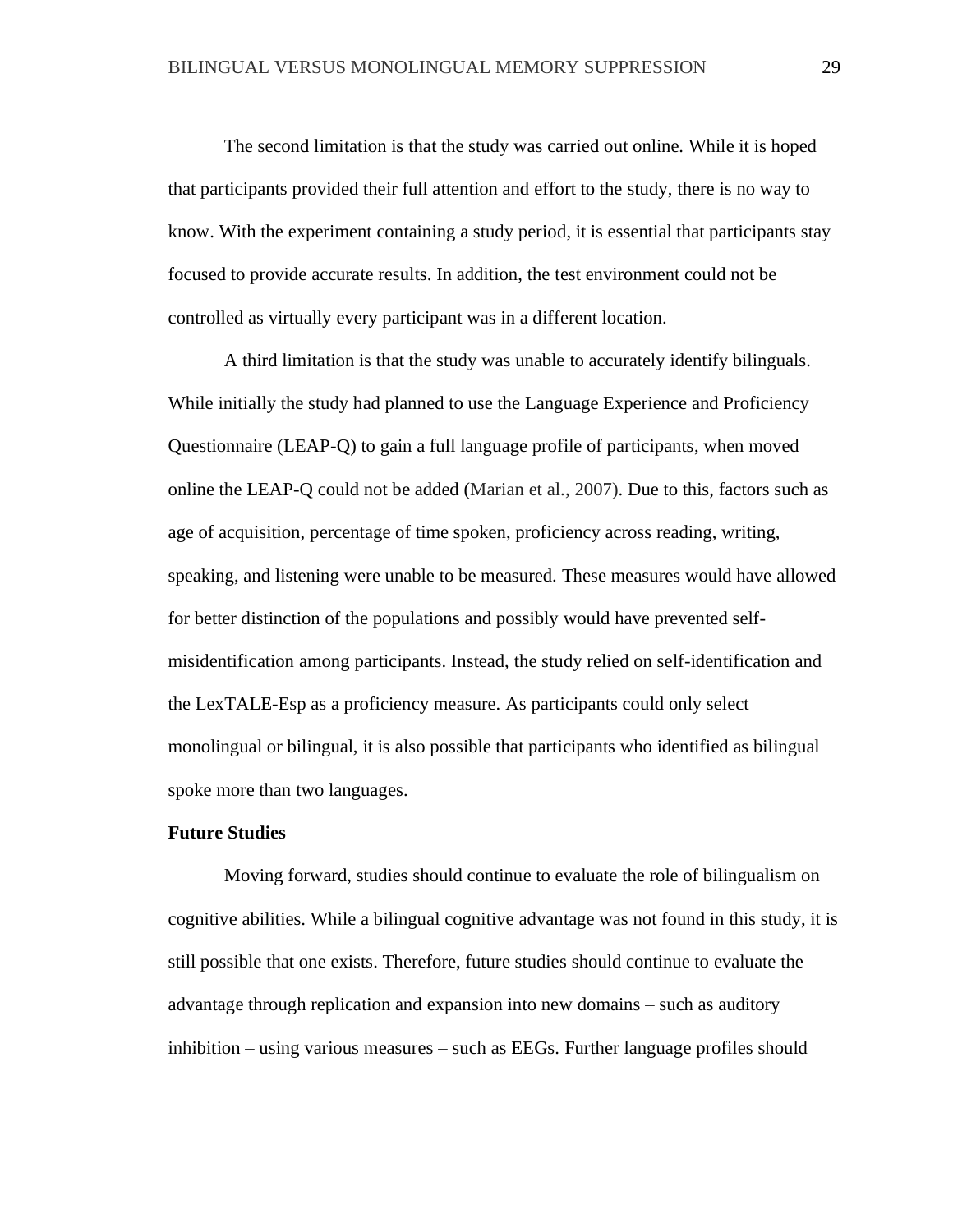The second limitation is that the study was carried out online. While it is hoped that participants provided their full attention and effort to the study, there is no way to know. With the experiment containing a study period, it is essential that participants stay focused to provide accurate results. In addition, the test environment could not be controlled as virtually every participant was in a different location.

A third limitation is that the study was unable to accurately identify bilinguals. While initially the study had planned to use the Language Experience and Proficiency Questionnaire (LEAP-Q) to gain a full language profile of participants, when moved online the LEAP-Q could not be added (Marian et al., 2007). Due to this, factors such as age of acquisition, percentage of time spoken, proficiency across reading, writing, speaking, and listening were unable to be measured. These measures would have allowed for better distinction of the populations and possibly would have prevented self-misidentification among participants. Instead, the study relied on self-identification and the LexTALE-Esp as a proficiency measure. As participants could only select monolingual or bilingual, it is also possible that participants who identified as bilingual spoke more than two languages.

**Future Studies**

Moving forward, studies should continue to evaluate the role of bilingualism on cognitive abilities. While a bilingual cognitive advantage was not found in this study, it is still possible that one exists. Therefore, future studies should continue to evaluate the advantage through replication and expansion into new domains – such as auditory inhibition – using various measures – such as EEGs. Further language profiles should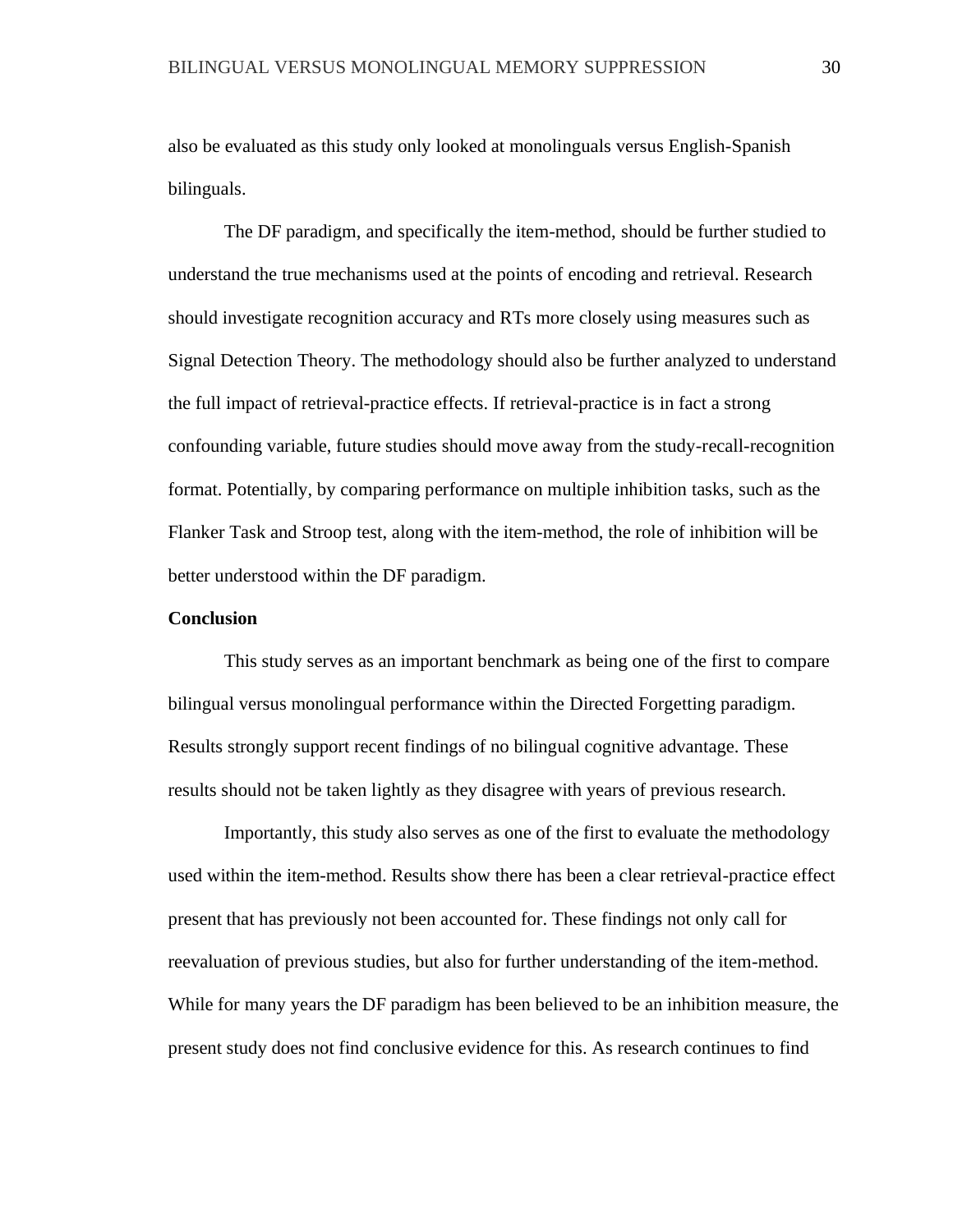also be evaluated as this study only looked at monolinguals versus English-Spanish bilinguals.

The DF paradigm, and specifically the item-method, should be further studied to understand the true mechanisms used at the points of encoding and retrieval. Research should investigate recognition accuracy and RTs more closely using measures such as Signal Detection Theory. The methodology should also be further analyzed to understand the full impact of retrieval-practice effects. If retrieval-practice is in fact a strong confounding variable, future studies should move away from the study-recall-recognition format. Potentially, by comparing performance on multiple inhibition tasks, such as the Flanker Task and Stroop test, along with the item-method, the role of inhibition will be better understood within the DF paradigm.

**Conclusion**

This study serves as an important benchmark as being one of the first to compare bilingual versus monolingual performance within the Directed Forgetting paradigm. Results strongly support recent findings of no bilingual cognitive advantage. These results should not be taken lightly as they disagree with years of previous research.

Importantly, this study also serves as one of the first to evaluate the methodology used within the item-method. Results show there has been a clear retrieval-practice effect present that has previously not been accounted for. These findings not only call for reevaluation of previous studies, but also for further understanding of the item-method. While for many years the DF paradigm has been believed to be an inhibition measure, the present study does not find conclusive evidence for this. As research continues to find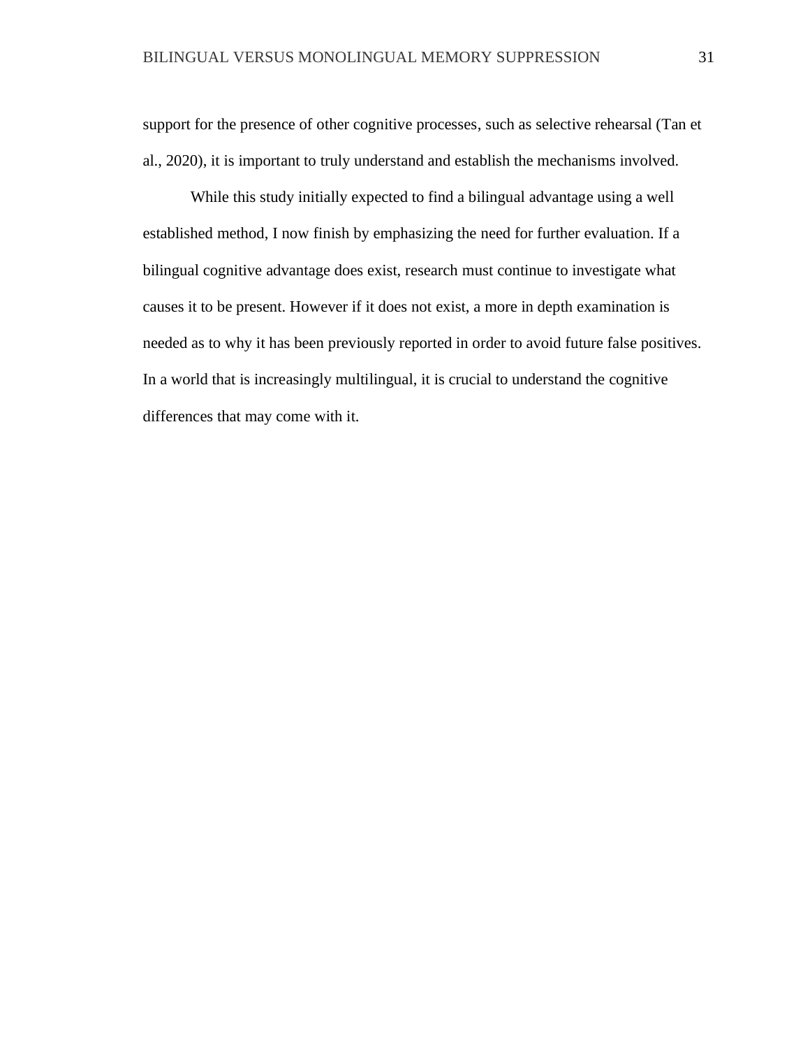support for the presence of other cognitive processes, such as selective rehearsal (Tan et al., 2020), it is important to truly understand and establish the mechanisms involved.

While this study initially expected to find a bilingual advantage using a well established method, I now finish by emphasizing the need for further evaluation. If a bilingual cognitive advantage does exist, research must continue to investigate what causes it to be present. However if it does not exist, a more in depth examination is needed as to why it has been previously reported in order to avoid future false positives. In a world that is increasingly multilingual, it is crucial to understand the cognitive differences that may come with it.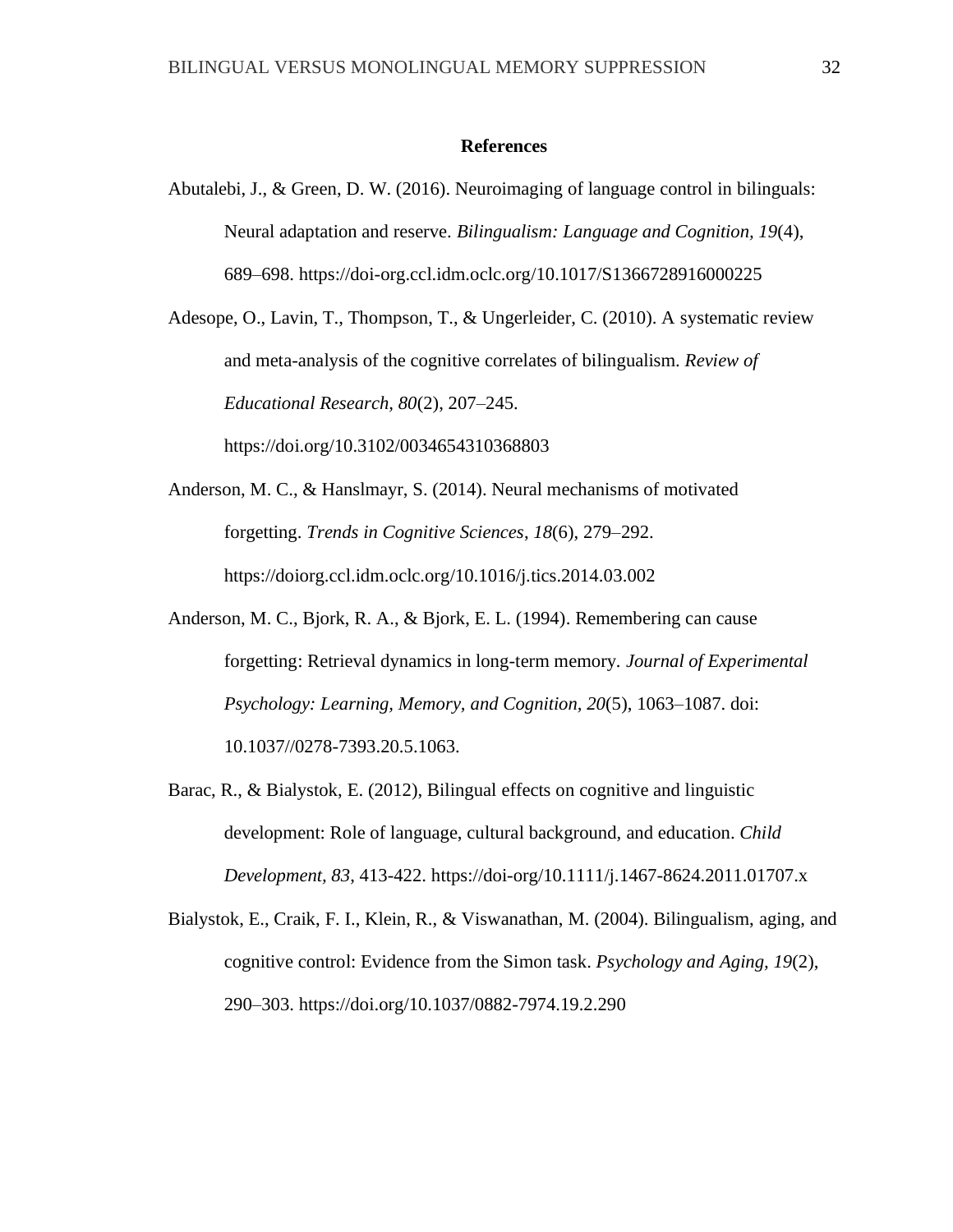**References**

Abutalebi, J., & Green, D. W. (2016). Neuroimaging of language control in bilinguals: Neural adaptation and reserve. *Bilingualism: Language and Cognition, 19*(4), 689–698. https://doi-org.ccl.idm.oclc.org/10.1017/S1366728916000225

Adesope, O., Lavin, T., Thompson, T., & Ungerleider, C. (2010). A systematic review and meta-analysis of the cognitive correlates of bilingualism. *Review of Educational Research, 80*(2), 207–245. https://doi.org/10.3102/0034654310368803

Anderson, M. C., & Hanslmayr, S. (2014). Neural mechanisms of motivated forgetting. *Trends in Cognitive Sciences*, *18*(6), 279–292. https://doiorg.ccl.idm.oclc.org/10.1016/j.tics.2014.03.002

Anderson, M. C., Bjork, R. A., & Bjork, E. L. (1994). Remembering can cause forgetting: Retrieval dynamics in long-term memory. *Journal of Experimental Psychology: Learning, Memory, and Cognition, 20*(5), 1063–1087. doi: 10.1037//0278-7393.20.5.1063.

Barac, R., & Bialystok, E. (2012), Bilingual effects on cognitive and linguistic development: Role of language, cultural background, and education. *Child Development, 83*, 413-422. https://doi-org/10.1111/j.1467-8624.2011.01707.x

Bialystok, E., Craik, F. I., Klein, R., & Viswanathan, M. (2004). Bilingualism, aging, and cognitive control: Evidence from the Simon task. *Psychology and Aging, 19*(2), 290–303. https://doi.org/10.1037/0882-7974.19.2.290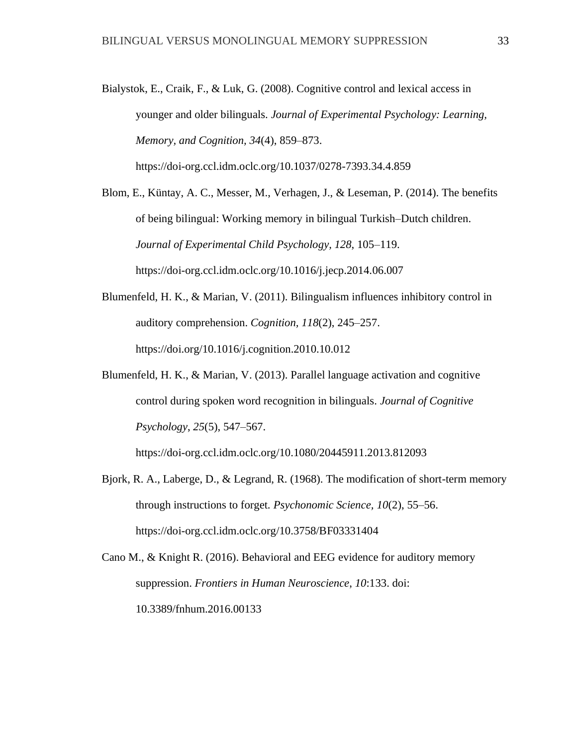Bialystok, E., Craik, F., & Luk, G. (2008). Cognitive control and lexical access in younger and older bilinguals. *Journal of Experimental Psychology: Learning, Memory, and Cognition, 34*(4), 859–873. https://doi-org.ccl.idm.oclc.org/10.1037/0278-7393.34.4.859

Blom, E., Küntay, A. C., Messer, M., Verhagen, J., & Leseman, P. (2014). The benefits of being bilingual: Working memory in bilingual Turkish–Dutch children. *Journal of Experimental Child Psychology, 128*, 105–119. https://doi-org.ccl.idm.oclc.org/10.1016/j.jecp.2014.06.007

Blumenfeld, H. K., & Marian, V. (2011). Bilingualism influences inhibitory control in auditory comprehension. *Cognition, 118*(2), 245–257. https://doi.org/10.1016/j.cognition.2010.10.012

Blumenfeld, H. K., & Marian, V. (2013). Parallel language activation and cognitive control during spoken word recognition in bilinguals. *Journal of Cognitive Psychology*, *25*(5), 547–567. https://doi-org.ccl.idm.oclc.org/10.1080/20445911.2013.812093

Bjork, R. A., Laberge, D., & Legrand, R. (1968). The modification of short-term memory through instructions to forget. *Psychonomic Science*, *10*(2), 55–56. https://doi-org.ccl.idm.oclc.org/10.3758/BF03331404

Cano M., & Knight R. (2016). Behavioral and EEG evidence for auditory memory suppression. *Frontiers in Human Neuroscience*, *10*:133. doi: 10.3389/fnhum.2016.00133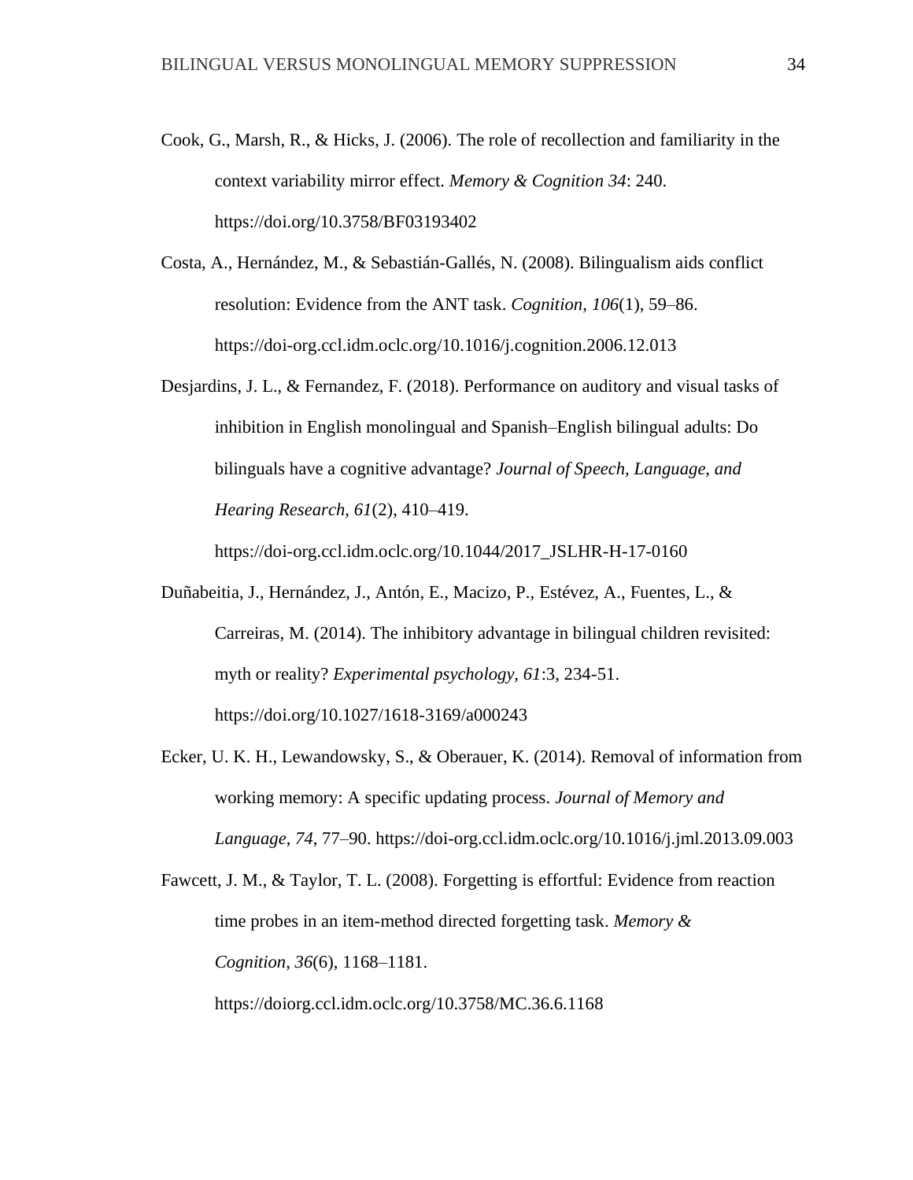Cook, G., Marsh, R., & Hicks, J. (2006). The role of recollection and familiarity in the context variability mirror effect. *Memory & Cognition 34*: 240. https://doi.org/10.3758/BF03193402

Costa, A., Hernández, M., & Sebastián-Gallés, N. (2008). Bilingualism aids conflict resolution: Evidence from the ANT task. *Cognition*, *106*(1), 59–86. https://doi-org.ccl.idm.oclc.org/10.1016/j.cognition.2006.12.013

Desjardins, J. L., & Fernandez, F. (2018). Performance on auditory and visual tasks of inhibition in English monolingual and Spanish–English bilingual adults: Do bilinguals have a cognitive advantage? *Journal of Speech, Language, and Hearing Research, 61*(2), 410–419. https://doi-org.ccl.idm.oclc.org/10.1044/2017_JSLHR-H-17-0160

Duñabeitia, J., Hernández, J., Antón, E., Macizo, P., Estévez, A., Fuentes, L., & Carreiras, M. (2014). The inhibitory advantage in bilingual children revisited: myth or reality? *Experimental psychology, 61*:3, 234-51. https://doi.org/10.1027/1618-3169/a000243

Ecker, U. K. H., Lewandowsky, S., & Oberauer, K. (2014). Removal of information from working memory: A specific updating process. *Journal of Memory and Language*, *74*, 77–90. https://doi-org.ccl.idm.oclc.org/10.1016/j.jml.2013.09.003

Fawcett, J. M., & Taylor, T. L. (2008). Forgetting is effortful: Evidence from reaction time probes in an item-method directed forgetting task. *Memory & Cognition*, *36*(6), 1168–1181. https://doiorg.ccl.idm.oclc.org/10.3758/MC.36.6.1168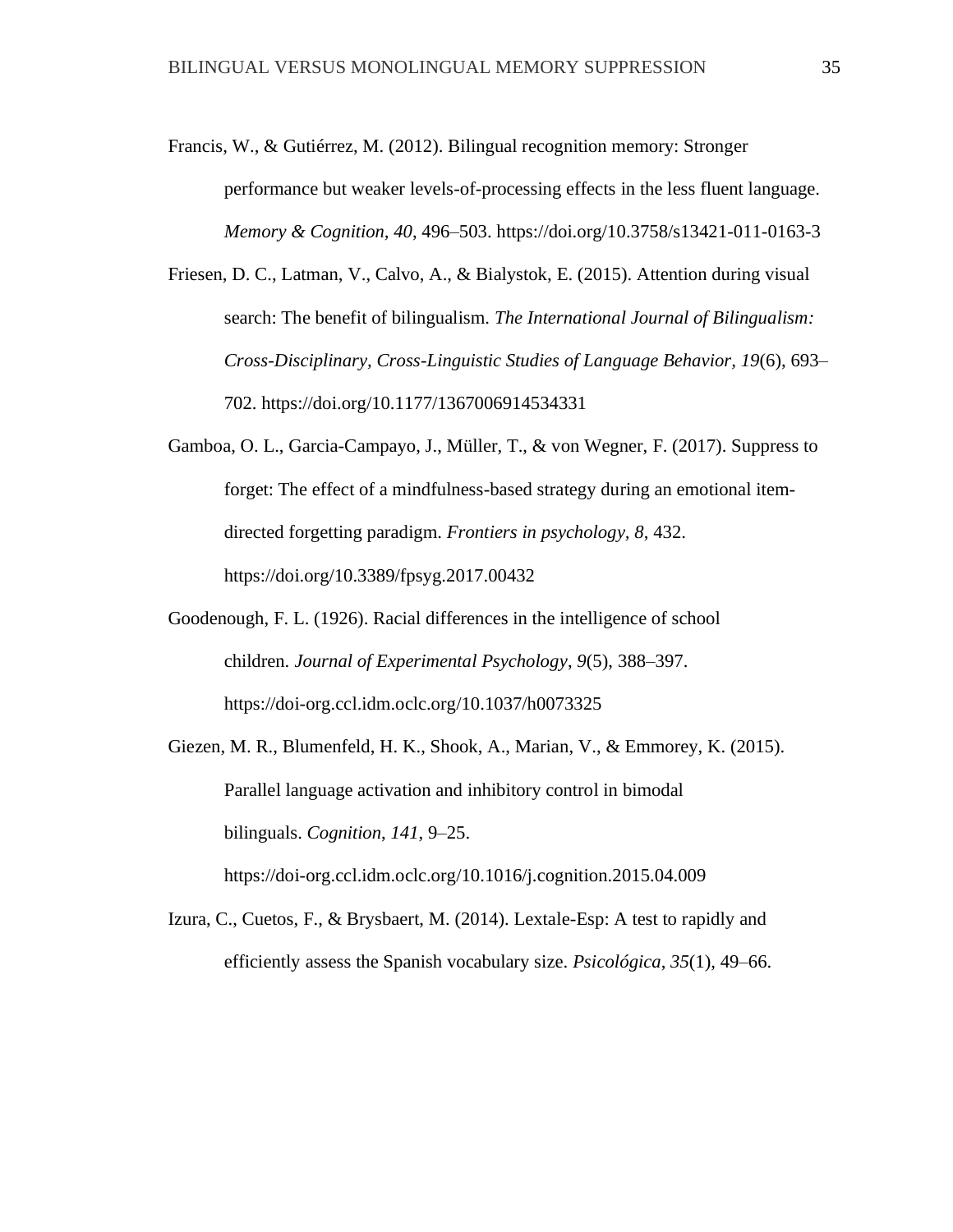Francis, W., & Gutiérrez, M. (2012). Bilingual recognition memory: Stronger performance but weaker levels-of-processing effects in the less fluent language. *Memory & Cognition*, *40*, 496–503. https://doi.org/10.3758/s13421-011-0163-3

Friesen, D. C., Latman, V., Calvo, A., & Bialystok, E. (2015). Attention during visual search: The benefit of bilingualism. *The International Journal of Bilingualism: Cross-Disciplinary, Cross-Linguistic Studies of Language Behavior*, *19*(6), 693–702. https://doi.org/10.1177/1367006914534331

Gamboa, O. L., Garcia-Campayo, J., Müller, T., & von Wegner, F. (2017). Suppress to forget: The effect of a mindfulness-based strategy during an emotional item-directed forgetting paradigm. *Frontiers in psychology*, *8*, 432. https://doi.org/10.3389/fpsyg.2017.00432

Goodenough, F. L. (1926). Racial differences in the intelligence of school children. *Journal of Experimental Psychology*, *9*(5), 388–397. https://doi-org.ccl.idm.oclc.org/10.1037/h0073325

Giezen, M. R., Blumenfeld, H. K., Shook, A., Marian, V., & Emmorey, K. (2015). Parallel language activation and inhibitory control in bimodal bilinguals. *Cognition*, *141*, 9–25. https://doi-org.ccl.idm.oclc.org/10.1016/j.cognition.2015.04.009

Izura, C., Cuetos, F., & Brysbaert, M. (2014). Lextale-Esp: A test to rapidly and efficiently assess the Spanish vocabulary size. *Psicológica*, *35*(1), 49–66.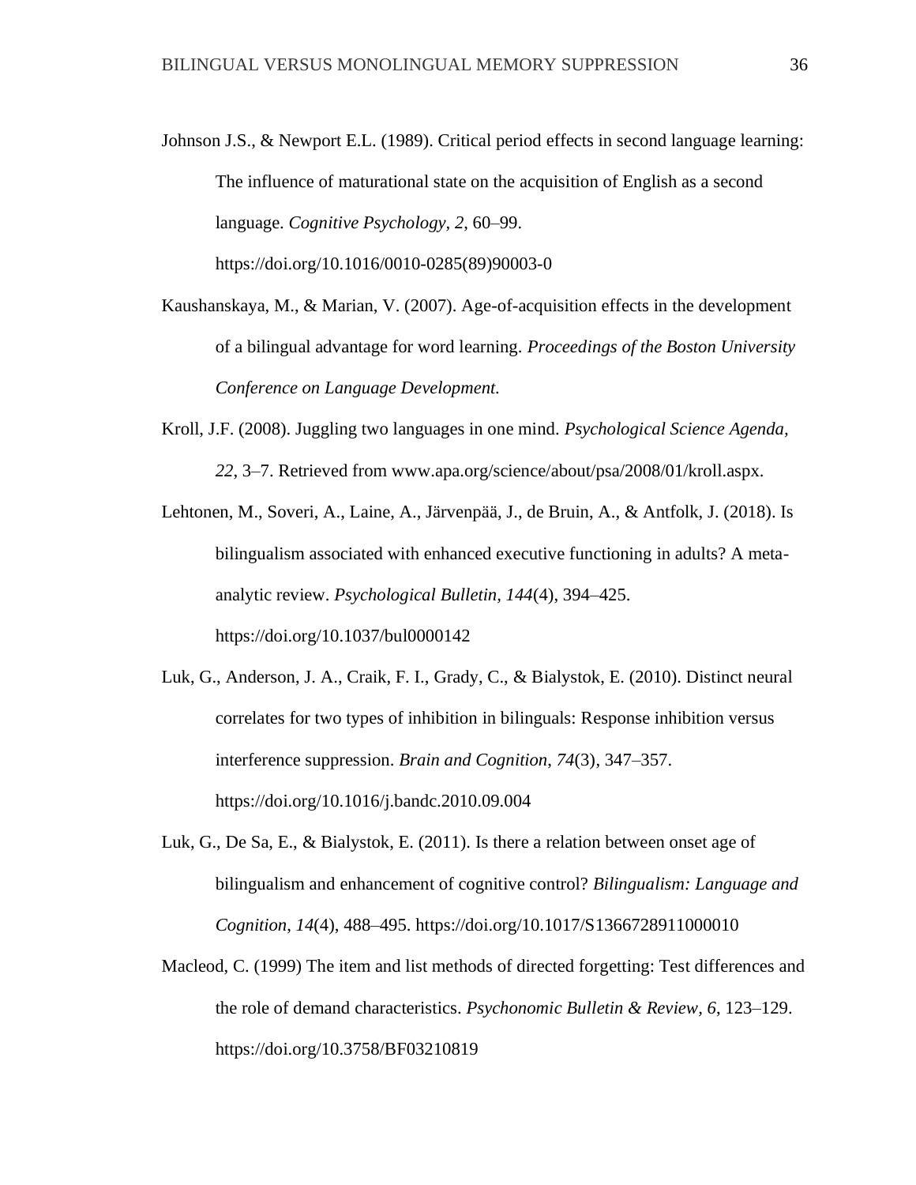Johnson J.S., & Newport E.L. (1989). Critical period effects in second language learning: The influence of maturational state on the acquisition of English as a second language. *Cognitive Psychology, 2*, 60–99. https://doi.org/10.1016/0010-0285(89)90003-0

Kaushanskaya, M., & Marian, V. (2007). Age-of-acquisition effects in the development of a bilingual advantage for word learning. *Proceedings of the Boston University Conference on Language Development.*

Kroll, J.F. (2008). Juggling two languages in one mind. *Psychological Science Agenda, 22*, 3–7. Retrieved from www.apa.org/science/about/psa/2008/01/kroll.aspx.

Lehtonen, M., Soveri, A., Laine, A., Järvenpää, J., de Bruin, A., & Antfolk, J. (2018). Is bilingualism associated with enhanced executive functioning in adults? A meta-analytic review. *Psychological Bulletin, 144*(4), 394–425. https://doi.org/10.1037/bul0000142

Luk, G., Anderson, J. A., Craik, F. I., Grady, C., & Bialystok, E. (2010). Distinct neural correlates for two types of inhibition in bilinguals: Response inhibition versus interference suppression. *Brain and Cognition*, *74*(3), 347–357. https://doi.org/10.1016/j.bandc.2010.09.004

Luk, G., De Sa, E., & Bialystok, E. (2011). Is there a relation between onset age of bilingualism and enhancement of cognitive control? *Bilingualism: Language and Cognition*, *14*(4), 488–495. https://doi.org/10.1017/S1366728911000010

Macleod, C. (1999) The item and list methods of directed forgetting: Test differences and the role of demand characteristics. *Psychonomic Bulletin & Review, 6*, 123–129. https://doi.org/10.3758/BF03210819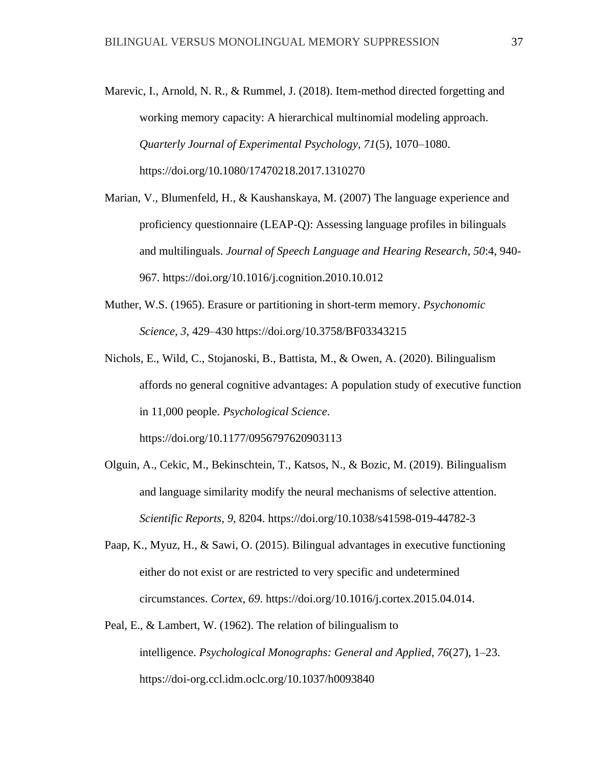Marevic, I., Arnold, N. R., & Rummel, J. (2018). Item-method directed forgetting and working memory capacity: A hierarchical multinomial modeling approach. *Quarterly Journal of Experimental Psychology, 71*(5), 1070–1080. https://doi.org/10.1080/17470218.2017.1310270

Marian, V., Blumenfeld, H., & Kaushanskaya, M. (2007) The language experience and proficiency questionnaire (LEAP-Q): Assessing language profiles in bilinguals and multilinguals. *Journal of Speech Language and Hearing Research*, *50*:4, 940-967. https://doi.org/10.1016/j.cognition.2010.10.012

Muther, W.S. (1965). Erasure or partitioning in short-term memory. *Psychonomic Science, 3*, 429–430 https://doi.org/10.3758/BF03343215

Nichols, E., Wild, C., Stojanoski, B., Battista, M., & Owen, A. (2020). Bilingualism affords no general cognitive advantages: A population study of executive function in 11,000 people. *Psychological Science*. https://doi.org/10.1177/0956797620903113

Olguin, A., Cekic, M., Bekinschtein, T., Katsos, N., & Bozic, M. (2019). Bilingualism and language similarity modify the neural mechanisms of selective attention. *Scientific Reports, 9*, 8204. https://doi.org/10.1038/s41598-019-44782-3

Paap, K., Myuz, H., & Sawi, O. (2015). Bilingual advantages in executive functioning either do not exist or are restricted to very specific and undetermined circumstances. *Cortex, 69*. https://doi.org/10.1016/j.cortex.2015.04.014.

Peal, E., & Lambert, W. (1962). The relation of bilingualism to intelligence. *Psychological Monographs: General and Applied*, *76*(27), 1–23. https://doi-org.ccl.idm.oclc.org/10.1037/h0093840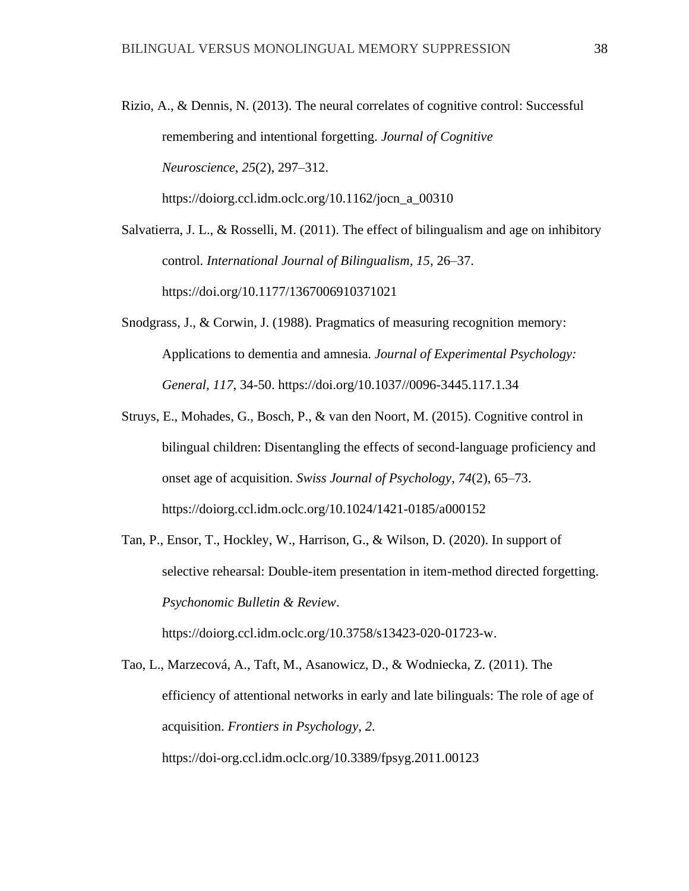Rizio, A., & Dennis, N. (2013). The neural correlates of cognitive control: Successful remembering and intentional forgetting. *Journal of Cognitive Neuroscience*, *25*(2), 297–312. https://doiorg.ccl.idm.oclc.org/10.1162/jocn_a_00310

Salvatierra, J. L., & Rosselli, M. (2011). The effect of bilingualism and age on inhibitory control. *International Journal of Bilingualism, 15*, 26–37. https://doi.org/10.1177/1367006910371021

Snodgrass, J., & Corwin, J. (1988). Pragmatics of measuring recognition memory: Applications to dementia and amnesia. *Journal of Experimental Psychology: General, 117*, 34-50. https://doi.org/10.1037//0096-3445.117.1.34

Struys, E., Mohades, G., Bosch, P., & van den Noort, M. (2015). Cognitive control in bilingual children: Disentangling the effects of second-language proficiency and onset age of acquisition. *Swiss Journal of Psychology*, *74*(2), 65–73. https://doiorg.ccl.idm.oclc.org/10.1024/1421-0185/a000152

Tan, P., Ensor, T., Hockley, W., Harrison, G., & Wilson, D. (2020). In support of selective rehearsal: Double-item presentation in item-method directed forgetting. *Psychonomic Bulletin & Review*. https://doiorg.ccl.idm.oclc.org/10.3758/s13423-020-01723-w.

Tao, L., Marzecová, A., Taft, M., Asanowicz, D., & Wodniecka, Z. (2011). The efficiency of attentional networks in early and late bilinguals: The role of age of acquisition. *Frontiers in Psychology*, *2*. https://doi-org.ccl.idm.oclc.org/10.3389/fpsyg.2011.00123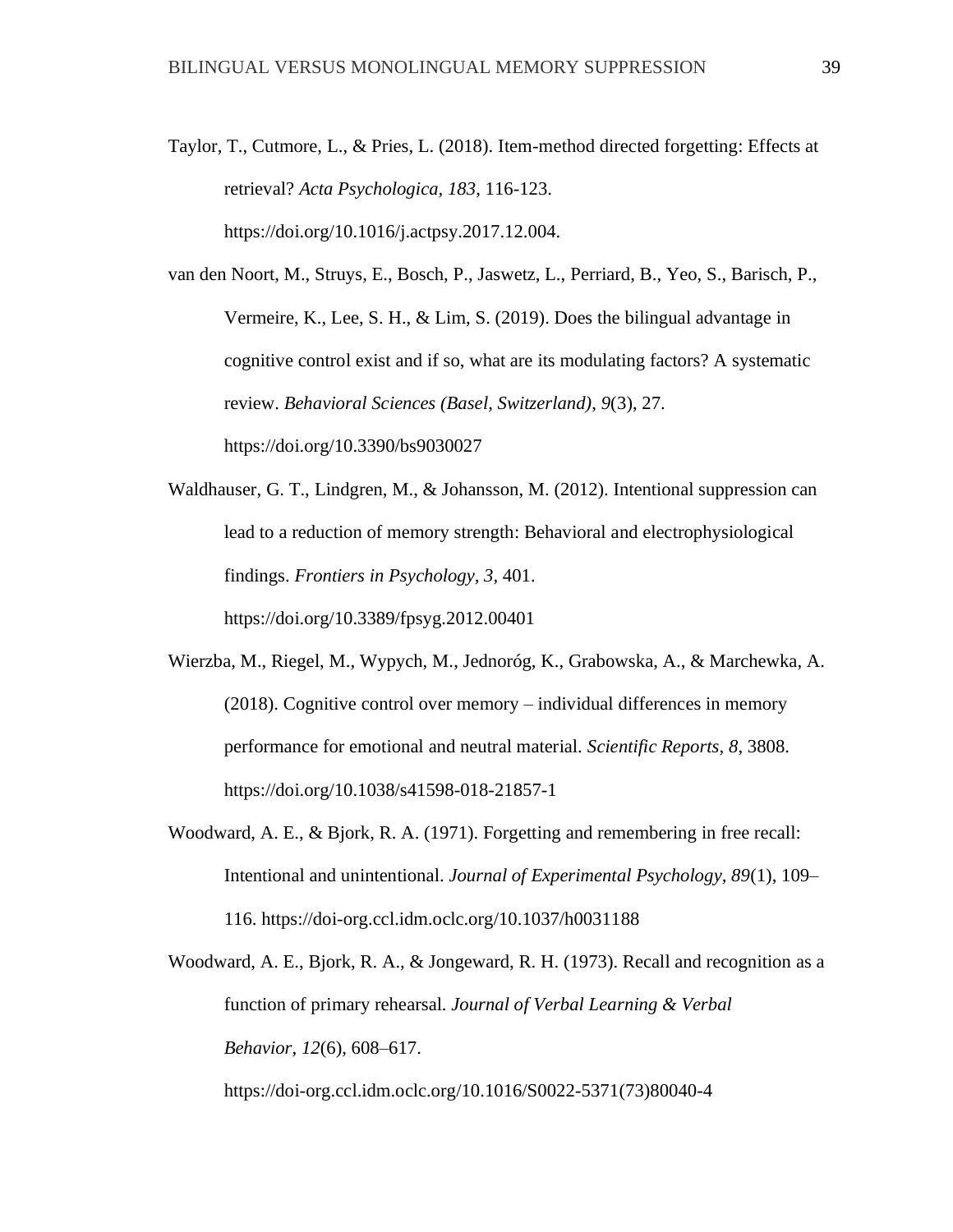Taylor, T., Cutmore, L., & Pries, L. (2018). Item-method directed forgetting: Effects at retrieval? *Acta Psychologica*, *183*, 116-123. https://doi.org/10.1016/j.actpsy.2017.12.004.

van den Noort, M., Struys, E., Bosch, P., Jaswetz, L., Perriard, B., Yeo, S., Barisch, P., Vermeire, K., Lee, S. H., & Lim, S. (2019). Does the bilingual advantage in cognitive control exist and if so, what are its modulating factors? A systematic review. *Behavioral Sciences (Basel, Switzerland)*, *9*(3), 27. https://doi.org/10.3390/bs9030027

Waldhauser, G. T., Lindgren, M., & Johansson, M. (2012). Intentional suppression can lead to a reduction of memory strength: Behavioral and electrophysiological findings. *Frontiers in Psychology, 3*, 401. https://doi.org/10.3389/fpsyg.2012.00401

Wierzba, M., Riegel, M., Wypych, M., Jednoróg, K., Grabowska, A., & Marchewka, A. (2018). Cognitive control over memory – individual differences in memory performance for emotional and neutral material. *Scientific Reports, 8*, 3808. https://doi.org/10.1038/s41598-018-21857-1

Woodward, A. E., & Bjork, R. A. (1971). Forgetting and remembering in free recall: Intentional and unintentional. *Journal of Experimental Psychology*, *89*(1), 109–116. https://doi-org.ccl.idm.oclc.org/10.1037/h0031188

Woodward, A. E., Bjork, R. A., & Jongeward, R. H. (1973). Recall and recognition as a function of primary rehearsal. *Journal of Verbal Learning & Verbal Behavior*, *12*(6), 608–617. https://doi-org.ccl.idm.oclc.org/10.1016/S0022-5371(73)80040-4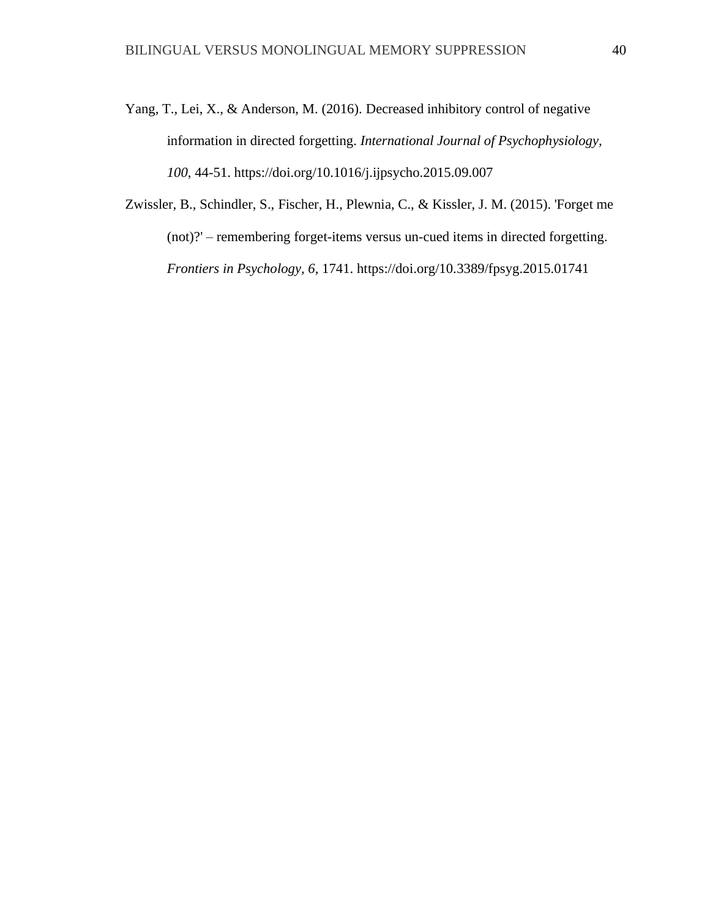Yang, T., Lei, X., & Anderson, M. (2016). Decreased inhibitory control of negative information in directed forgetting. *International Journal of Psychophysiology*, *100*, 44-51. https://doi.org/10.1016/j.ijpsycho.2015.09.007

Zwissler, B., Schindler, S., Fischer, H., Plewnia, C., & Kissler, J. M. (2015). 'Forget me (not)?' – remembering forget-items versus un-cued items in directed forgetting. *Frontiers in Psychology*, *6*, 1741. https://doi.org/10.3389/fpsyg.2015.01741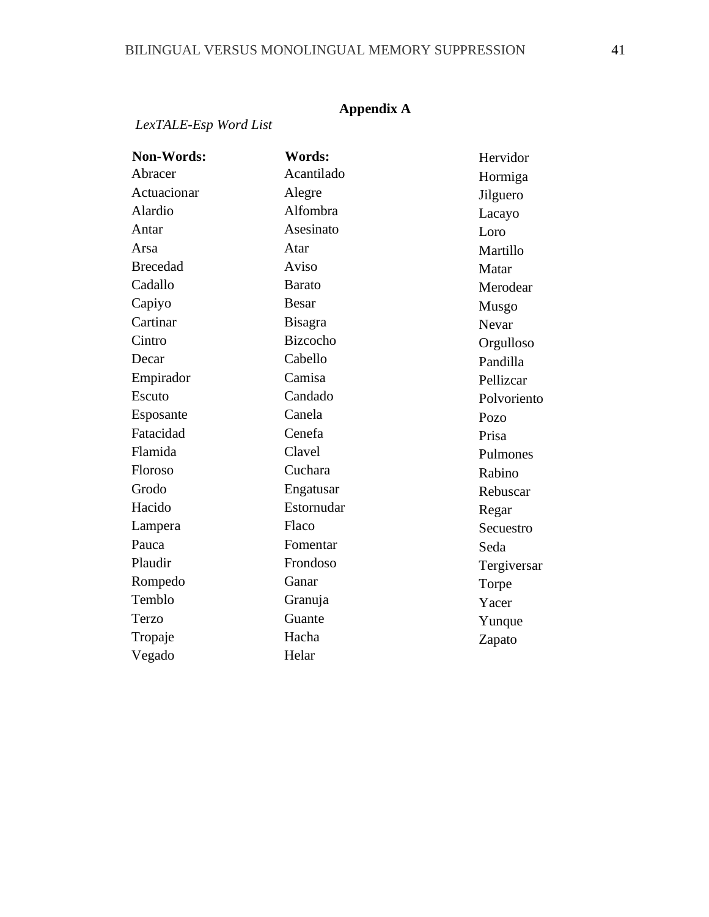## Appendix A

*LexTALE-Esp Word List*

**Non-Words:**

Abracer
Actuacionar
Alardio
Antar
Arsa
Brecedad
Cadallo
Capiyo
Cartinar
Cintro
Decar
Empirador
Escuto
Esposante
Fatacidad
Flamida
Floroso
Grodo
Hacido
Lampera
Pauca
Plaudir
Rompedo
Temblo
Terzo
Tropaje
Vegado

**Words:**

Acantilado
Alegre
Alfombra
Asesinato
Atar
Aviso
Barato
Besar
Bisagra
Bizcocho
Cabello
Camisa
Candado
Canela
Cenefa
Clavel
Cuchara
Engatusar
Estornudar
Flaco
Fomentar
Frondoso
Ganar
Granuja
Guante
Hacha
Helar
Hervidor
Hormiga
Jilguero
Lacayo
Loro
Martillo
Matar
Merodear
Musgo
Nevar
Orgulloso
Pandilla
Pellizcar
Polvoriento
Pozo
Prisa
Pulmones
Rabino
Rebuscar
Regar
Secuestro
Seda
Tergiversar
Torpe
Yacer
Yunque
Zapato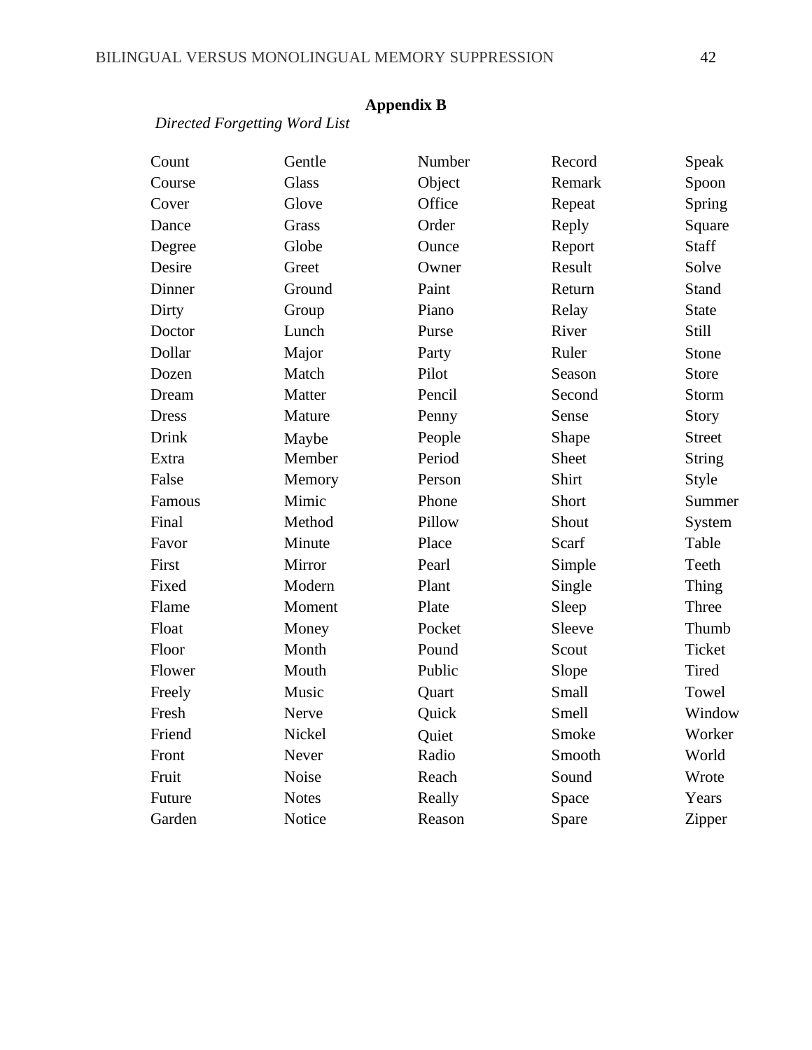# Appendix B

*Directed Forgetting Word List*

| | | | | |
|---|---|---|---|---|
| Count | Gentle | Number | Record | Speak |
| Course | Glass | Object | Remark | Spoon |
| Cover | Glove | Office | Repeat | Spring |
| Dance | Grass | Order | Reply | Square |
| Degree | Globe | Ounce | Report | Staff |
| Desire | Greet | Owner | Result | Solve |
| Dinner | Ground | Paint | Return | Stand |
| Dirty | Group | Piano | Relay | State |
| Doctor | Lunch | Purse | River | Still |
| Dollar | Major | Party | Ruler | Stone |
| Dozen | Match | Pilot | Season | Store |
| Dream | Matter | Pencil | Second | Storm |
| Dress | Mature | Penny | Sense | Story |
| Drink | Maybe | People | Shape | Street |
| Extra | Member | Period | Sheet | String |
| False | Memory | Person | Shirt | Style |
| Famous | Mimic | Phone | Short | Summer |
| Final | Method | Pillow | Shout | System |
| Favor | Minute | Place | Scarf | Table |
| First | Mirror | Pearl | Simple | Teeth |
| Fixed | Modern | Plant | Single | Thing |
| Flame | Moment | Plate | Sleep | Three |
| Float | Money | Pocket | Sleeve | Thumb |
| Floor | Month | Pound | Scout | Ticket |
| Flower | Mouth | Public | Slope | Tired |
| Freely | Music | Quart | Small | Towel |
| Fresh | Nerve | Quick | Smell | Window |
| Friend | Nickel | Quiet | Smoke | Worker |
| Front | Never | Radio | Smooth | World |
| Fruit | Noise | Reach | Sound | Wrote |
| Future | Notes | Really | Space | Years |
| Garden | Notice | Reason | Spare | Zipper |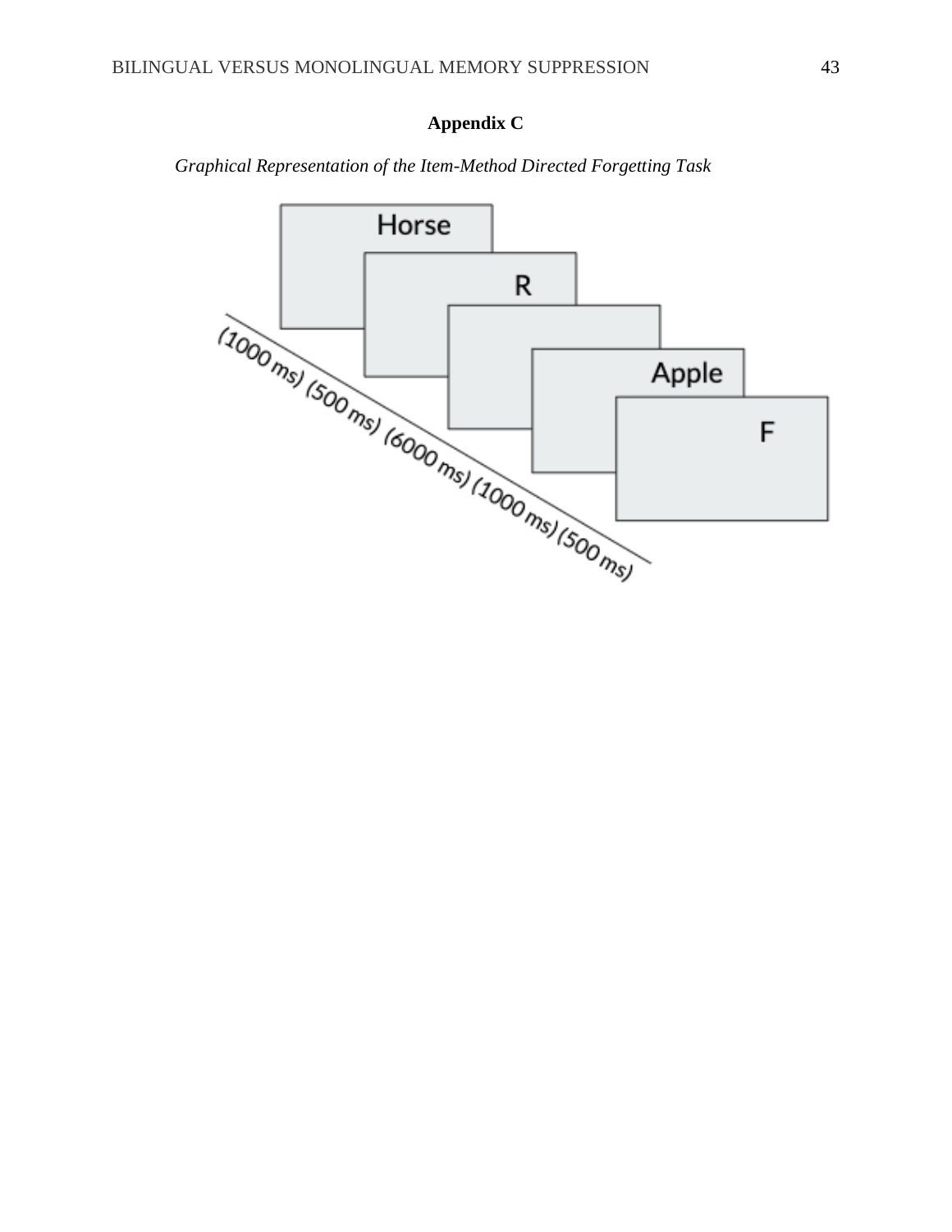**Appendix C**

*Graphical Representation of the Item-Method Directed Forgetting Task*

Horse

R

Apple

F

(1000 ms) (500 ms) (6000 ms) (1000 ms) (500 ms)